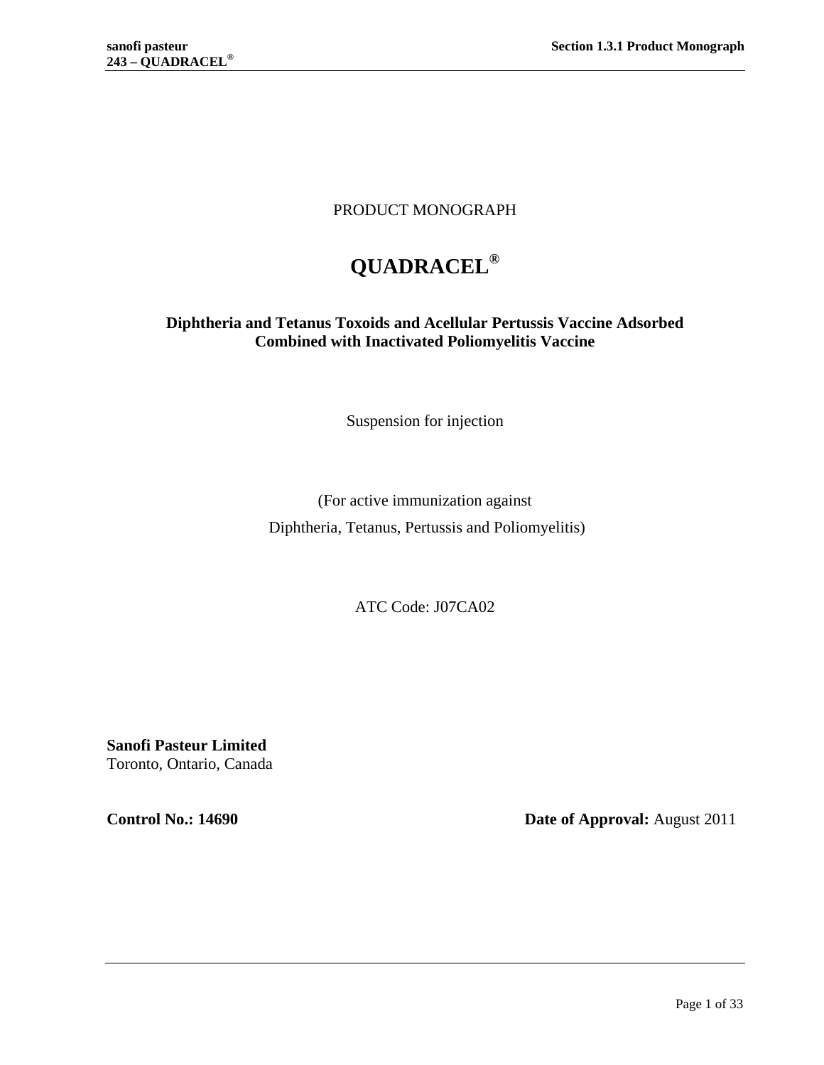PRODUCT MONOGRAPH

# QUADRACEL®

**Diphtheria and Tetanus Toxoids and Acellular Pertussis Vaccine Adsorbed Combined with Inactivated Poliomyelitis Vaccine**

Suspension for injection

(For active immunization against
Diphtheria, Tetanus, Pertussis and Poliomyelitis)

ATC Code: J07CA02

**Sanofi Pasteur Limited**
Toronto, Ontario, Canada

**Control No.: 14690** **Date of Approval:** August 2011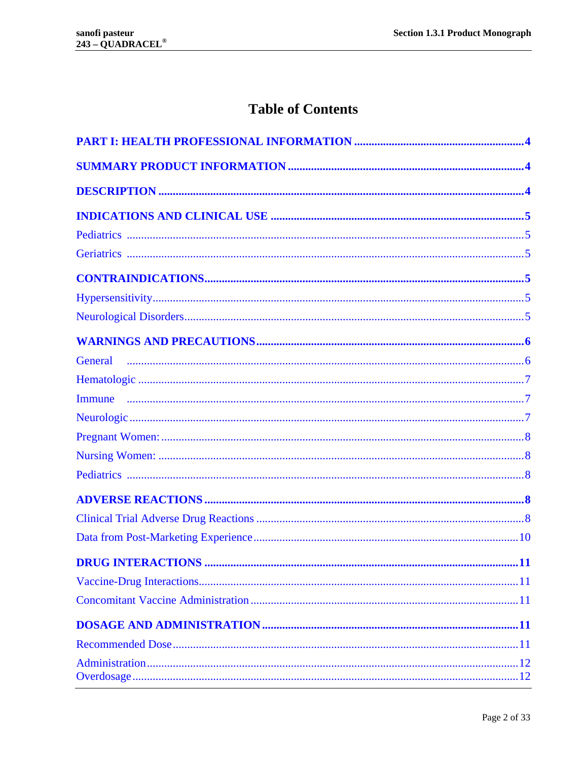# Table of Contents

**PART I: HEALTH PROFESSIONAL INFORMATION** .......... 4

**SUMMARY PRODUCT INFORMATION** .......... 4

**DESCRIPTION** .......... 4

**INDICATIONS AND CLINICAL USE** .......... 5

Pediatrics .......... 5

Geriatrics .......... 5

**CONTRAINDICATIONS** .......... 5

Hypersensitivity .......... 5

Neurological Disorders .......... 5

**WARNINGS AND PRECAUTIONS** .......... 6

General .......... 6

Hematologic .......... 7

Immune .......... 7

Neurologic .......... 7

Pregnant Women: .......... 8

Nursing Women: .......... 8

Pediatrics .......... 8

**ADVERSE REACTIONS** .......... 8

Clinical Trial Adverse Drug Reactions .......... 8

Data from Post-Marketing Experience .......... 10

**DRUG INTERACTIONS** .......... 11

Vaccine-Drug Interactions .......... 11

Concomitant Vaccine Administration .......... 11

**DOSAGE AND ADMINISTRATION** .......... 11

Recommended Dose .......... 11

Administration .......... 12

Overdosage .......... 12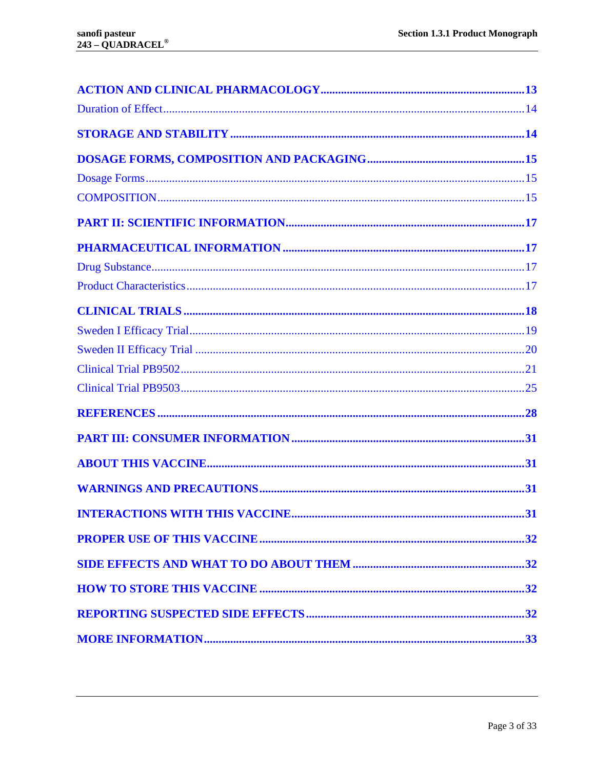**ACTION AND CLINICAL PHARMACOLOGY** ..... 13

Duration of Effect ..... 14

**STORAGE AND STABILITY** ..... 14

**DOSAGE FORMS, COMPOSITION AND PACKAGING** ..... 15

Dosage Forms ..... 15

COMPOSITION ..... 15

**PART II: SCIENTIFIC INFORMATION** ..... 17

**PHARMACEUTICAL INFORMATION** ..... 17

Drug Substance ..... 17

Product Characteristics ..... 17

**CLINICAL TRIALS** ..... 18

Sweden I Efficacy Trial ..... 19

Sweden II Efficacy Trial ..... 20

Clinical Trial PB9502 ..... 21

Clinical Trial PB9503 ..... 25

**REFERENCES** ..... 28

**PART III: CONSUMER INFORMATION** ..... 31

**ABOUT THIS VACCINE** ..... 31

**WARNINGS AND PRECAUTIONS** ..... 31

**INTERACTIONS WITH THIS VACCINE** ..... 31

**PROPER USE OF THIS VACCINE** ..... 32

**SIDE EFFECTS AND WHAT TO DO ABOUT THEM** ..... 32

**HOW TO STORE THIS VACCINE** ..... 32

**REPORTING SUSPECTED SIDE EFFECTS** ..... 32

**MORE INFORMATION** ..... 33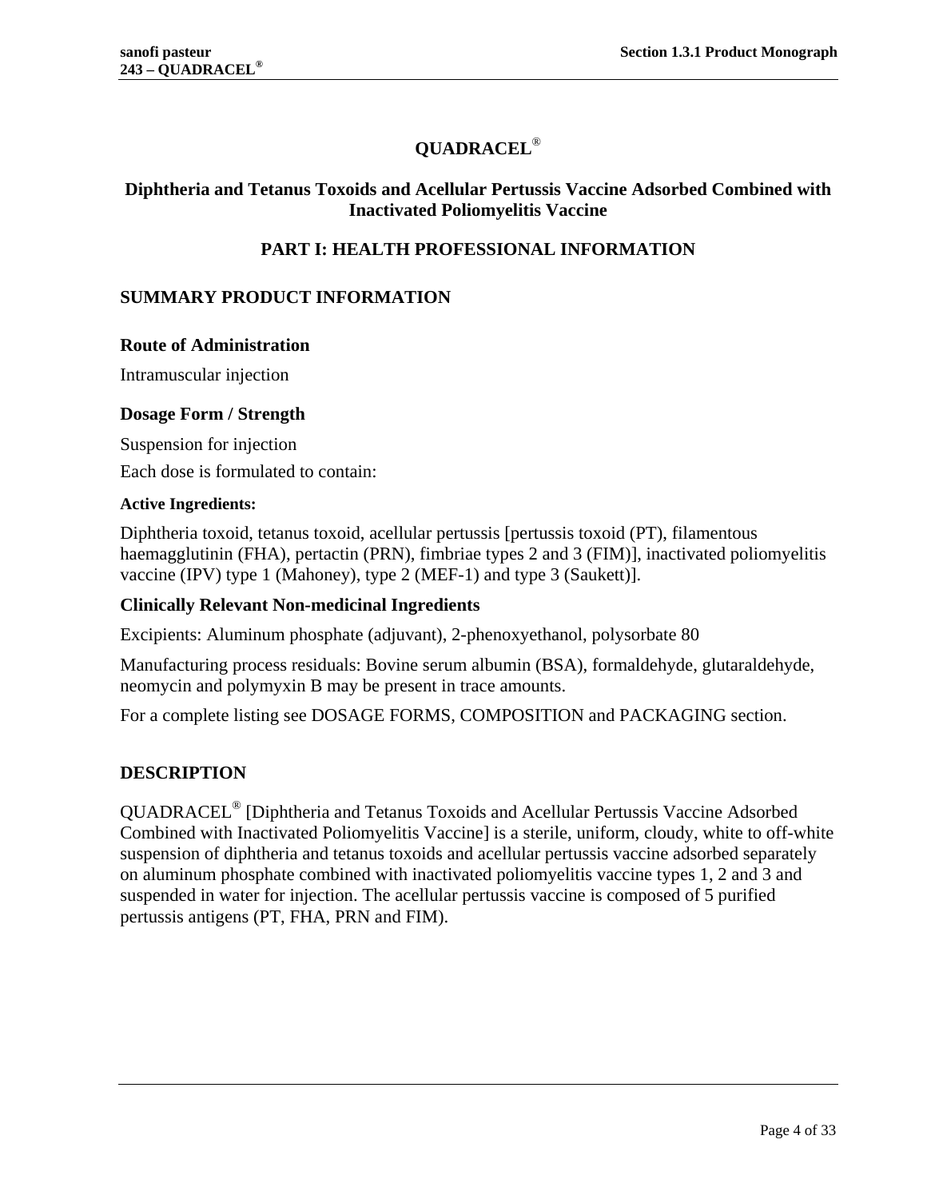# QUADRACEL®

## Diphtheria and Tetanus Toxoids and Acellular Pertussis Vaccine Adsorbed Combined with Inactivated Poliomyelitis Vaccine

## PART I: HEALTH PROFESSIONAL INFORMATION

### SUMMARY PRODUCT INFORMATION

#### Route of Administration

Intramuscular injection

#### Dosage Form / Strength

Suspension for injection

Each dose is formulated to contain:

**Active Ingredients:**

Diphtheria toxoid, tetanus toxoid, acellular pertussis [pertussis toxoid (PT), filamentous haemagglutinin (FHA), pertactin (PRN), fimbriae types 2 and 3 (FIM)], inactivated poliomyelitis vaccine (IPV) type 1 (Mahoney), type 2 (MEF-1) and type 3 (Saukett)].

#### Clinically Relevant Non-medicinal Ingredients

Excipients: Aluminum phosphate (adjuvant), 2-phenoxyethanol, polysorbate 80

Manufacturing process residuals: Bovine serum albumin (BSA), formaldehyde, glutaraldehyde, neomycin and polymyxin B may be present in trace amounts.

For a complete listing see DOSAGE FORMS, COMPOSITION and PACKAGING section.

### DESCRIPTION

QUADRACEL® [Diphtheria and Tetanus Toxoids and Acellular Pertussis Vaccine Adsorbed Combined with Inactivated Poliomyelitis Vaccine] is a sterile, uniform, cloudy, white to off-white suspension of diphtheria and tetanus toxoids and acellular pertussis vaccine adsorbed separately on aluminum phosphate combined with inactivated poliomyelitis vaccine types 1, 2 and 3 and suspended in water for injection. The acellular pertussis vaccine is composed of 5 purified pertussis antigens (PT, FHA, PRN and FIM).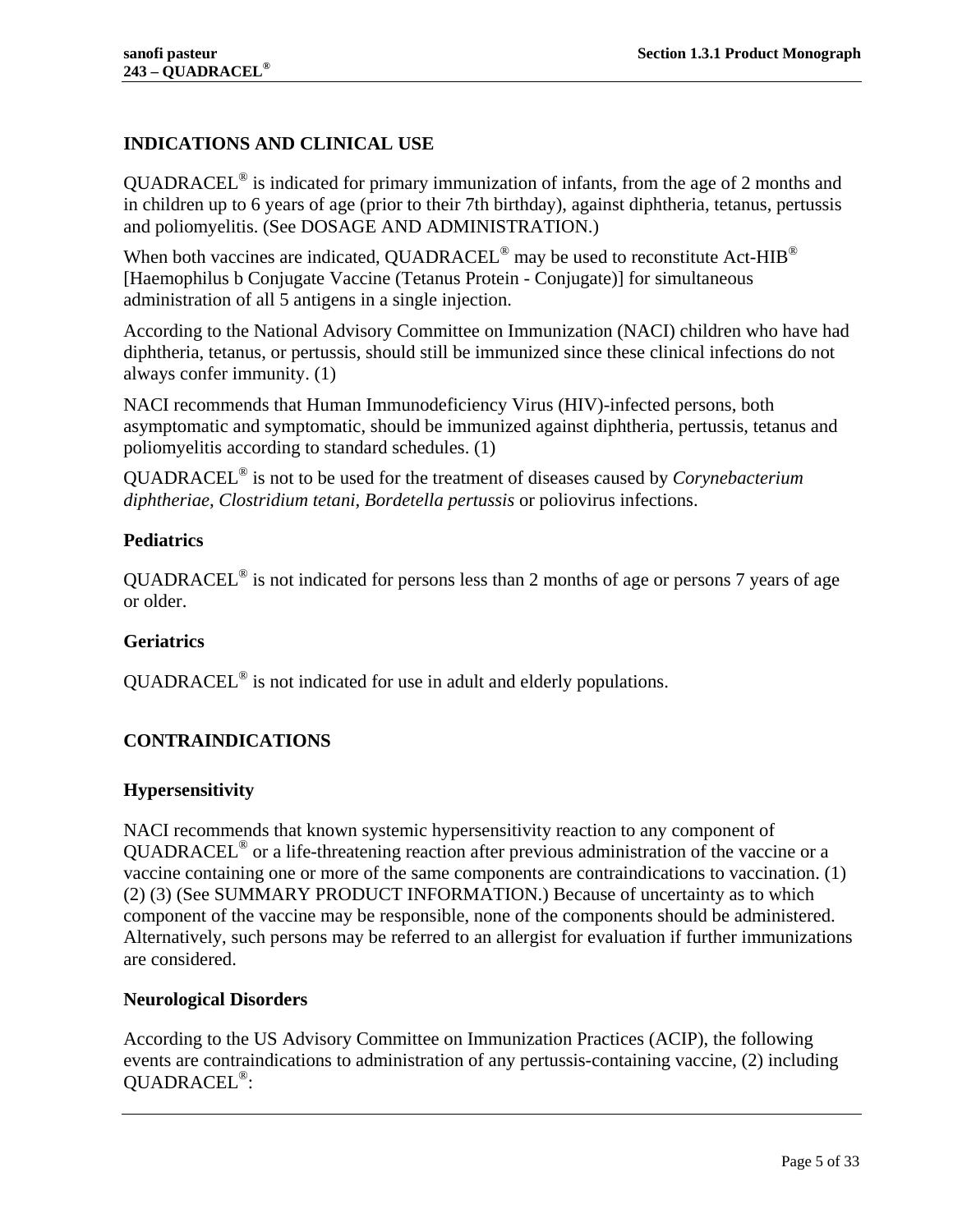## INDICATIONS AND CLINICAL USE

QUADRACEL® is indicated for primary immunization of infants, from the age of 2 months and in children up to 6 years of age (prior to their 7th birthday), against diphtheria, tetanus, pertussis and poliomyelitis. (See DOSAGE AND ADMINISTRATION.)

When both vaccines are indicated, QUADRACEL® may be used to reconstitute Act-HIB® [Haemophilus b Conjugate Vaccine (Tetanus Protein - Conjugate)] for simultaneous administration of all 5 antigens in a single injection.

According to the National Advisory Committee on Immunization (NACI) children who have had diphtheria, tetanus, or pertussis, should still be immunized since these clinical infections do not always confer immunity. (1)

NACI recommends that Human Immunodeficiency Virus (HIV)-infected persons, both asymptomatic and symptomatic, should be immunized against diphtheria, pertussis, tetanus and poliomyelitis according to standard schedules. (1)

QUADRACEL® is not to be used for the treatment of diseases caused by *Corynebacterium diphtheriae, Clostridium tetani, Bordetella pertussis* or poliovirus infections.

### Pediatrics

QUADRACEL® is not indicated for persons less than 2 months of age or persons 7 years of age or older.

### Geriatrics

QUADRACEL® is not indicated for use in adult and elderly populations.

## CONTRAINDICATIONS

### Hypersensitivity

NACI recommends that known systemic hypersensitivity reaction to any component of QUADRACEL® or a life-threatening reaction after previous administration of the vaccine or a vaccine containing one or more of the same components are contraindications to vaccination. (1) (2) (3) (See SUMMARY PRODUCT INFORMATION.) Because of uncertainty as to which component of the vaccine may be responsible, none of the components should be administered. Alternatively, such persons may be referred to an allergist for evaluation if further immunizations are considered.

### Neurological Disorders

According to the US Advisory Committee on Immunization Practices (ACIP), the following events are contraindications to administration of any pertussis-containing vaccine, (2) including QUADRACEL®: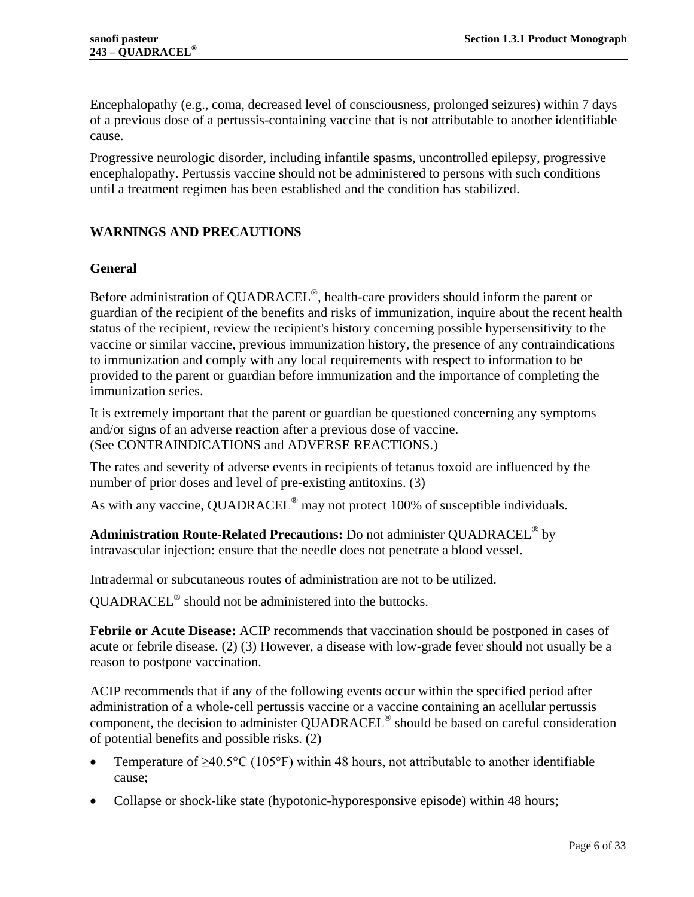Encephalopathy (e.g., coma, decreased level of consciousness, prolonged seizures) within 7 days of a previous dose of a pertussis-containing vaccine that is not attributable to another identifiable cause.

Progressive neurologic disorder, including infantile spasms, uncontrolled epilepsy, progressive encephalopathy. Pertussis vaccine should not be administered to persons with such conditions until a treatment regimen has been established and the condition has stabilized.

## WARNINGS AND PRECAUTIONS

### General

Before administration of QUADRACEL®, health-care providers should inform the parent or guardian of the recipient of the benefits and risks of immunization, inquire about the recent health status of the recipient, review the recipient's history concerning possible hypersensitivity to the vaccine or similar vaccine, previous immunization history, the presence of any contraindications to immunization and comply with any local requirements with respect to information to be provided to the parent or guardian before immunization and the importance of completing the immunization series.

It is extremely important that the parent or guardian be questioned concerning any symptoms and/or signs of an adverse reaction after a previous dose of vaccine.
(See CONTRAINDICATIONS and ADVERSE REACTIONS.)

The rates and severity of adverse events in recipients of tetanus toxoid are influenced by the number of prior doses and level of pre-existing antitoxins. (3)

As with any vaccine, QUADRACEL® may not protect 100% of susceptible individuals.

**Administration Route-Related Precautions:** Do not administer QUADRACEL® by intravascular injection: ensure that the needle does not penetrate a blood vessel.

Intradermal or subcutaneous routes of administration are not to be utilized.

QUADRACEL® should not be administered into the buttocks.

**Febrile or Acute Disease:** ACIP recommends that vaccination should be postponed in cases of acute or febrile disease. (2) (3) However, a disease with low-grade fever should not usually be a reason to postpone vaccination.

ACIP recommends that if any of the following events occur within the specified period after administration of a whole-cell pertussis vaccine or a vaccine containing an acellular pertussis component, the decision to administer QUADRACEL® should be based on careful consideration of potential benefits and possible risks. (2)

- Temperature of ≥40.5°C (105°F) within 48 hours, not attributable to another identifiable cause;
- Collapse or shock-like state (hypotonic-hyporesponsive episode) within 48 hours;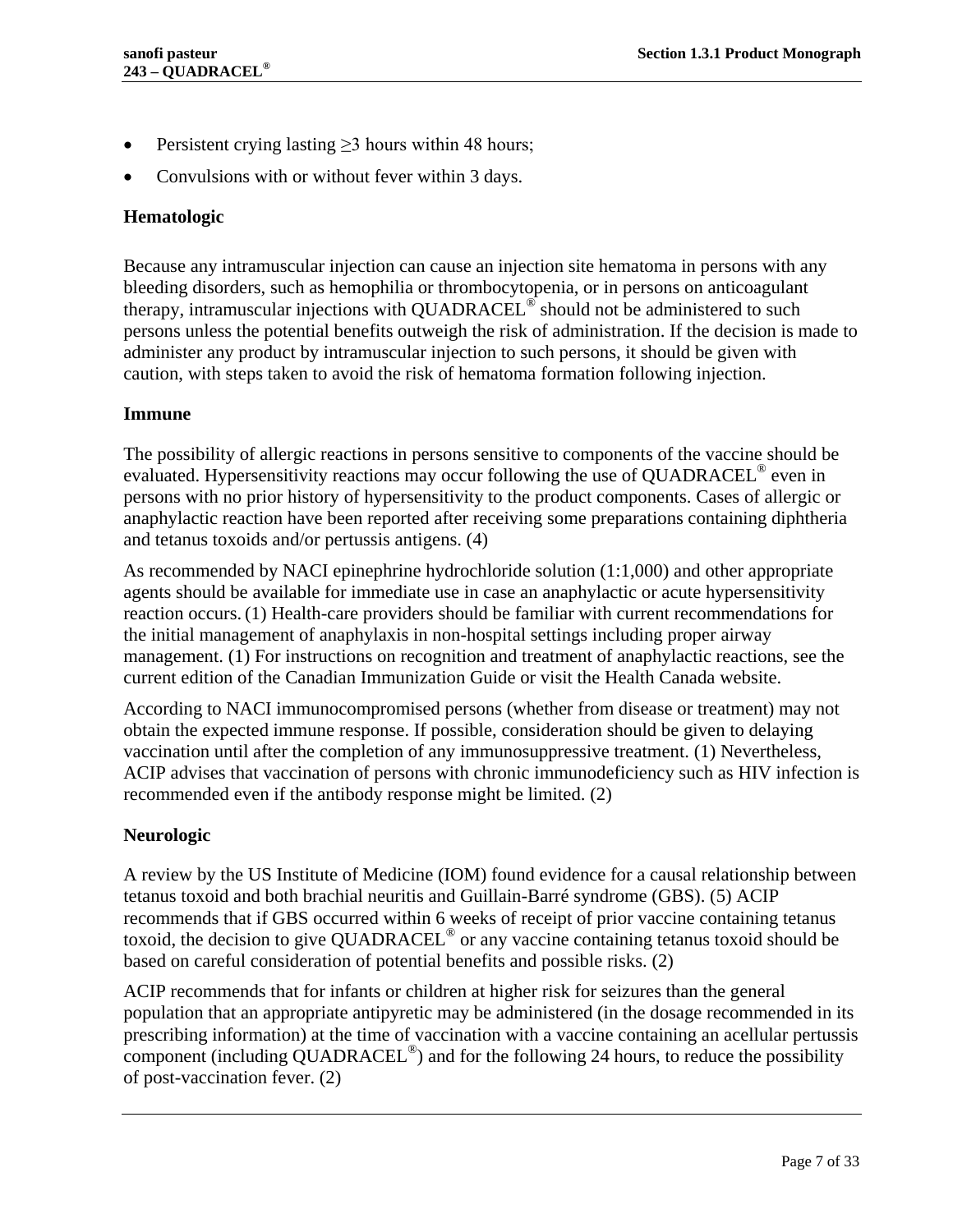- Persistent crying lasting ≥3 hours within 48 hours;
- Convulsions with or without fever within 3 days.

### Hematologic

Because any intramuscular injection can cause an injection site hematoma in persons with any bleeding disorders, such as hemophilia or thrombocytopenia, or in persons on anticoagulant therapy, intramuscular injections with QUADRACEL® should not be administered to such persons unless the potential benefits outweigh the risk of administration. If the decision is made to administer any product by intramuscular injection to such persons, it should be given with caution, with steps taken to avoid the risk of hematoma formation following injection.

### Immune

The possibility of allergic reactions in persons sensitive to components of the vaccine should be evaluated. Hypersensitivity reactions may occur following the use of QUADRACEL® even in persons with no prior history of hypersensitivity to the product components. Cases of allergic or anaphylactic reaction have been reported after receiving some preparations containing diphtheria and tetanus toxoids and/or pertussis antigens. (4)

As recommended by NACI epinephrine hydrochloride solution (1:1,000) and other appropriate agents should be available for immediate use in case an anaphylactic or acute hypersensitivity reaction occurs. (1) Health-care providers should be familiar with current recommendations for the initial management of anaphylaxis in non-hospital settings including proper airway management. (1) For instructions on recognition and treatment of anaphylactic reactions, see the current edition of the Canadian Immunization Guide or visit the Health Canada website.

According to NACI immunocompromised persons (whether from disease or treatment) may not obtain the expected immune response. If possible, consideration should be given to delaying vaccination until after the completion of any immunosuppressive treatment. (1) Nevertheless, ACIP advises that vaccination of persons with chronic immunodeficiency such as HIV infection is recommended even if the antibody response might be limited. (2)

### Neurologic

A review by the US Institute of Medicine (IOM) found evidence for a causal relationship between tetanus toxoid and both brachial neuritis and Guillain-Barré syndrome (GBS). (5) ACIP recommends that if GBS occurred within 6 weeks of receipt of prior vaccine containing tetanus toxoid, the decision to give QUADRACEL® or any vaccine containing tetanus toxoid should be based on careful consideration of potential benefits and possible risks. (2)

ACIP recommends that for infants or children at higher risk for seizures than the general population that an appropriate antipyretic may be administered (in the dosage recommended in its prescribing information) at the time of vaccination with a vaccine containing an acellular pertussis component (including QUADRACEL®) and for the following 24 hours, to reduce the possibility of post-vaccination fever. (2)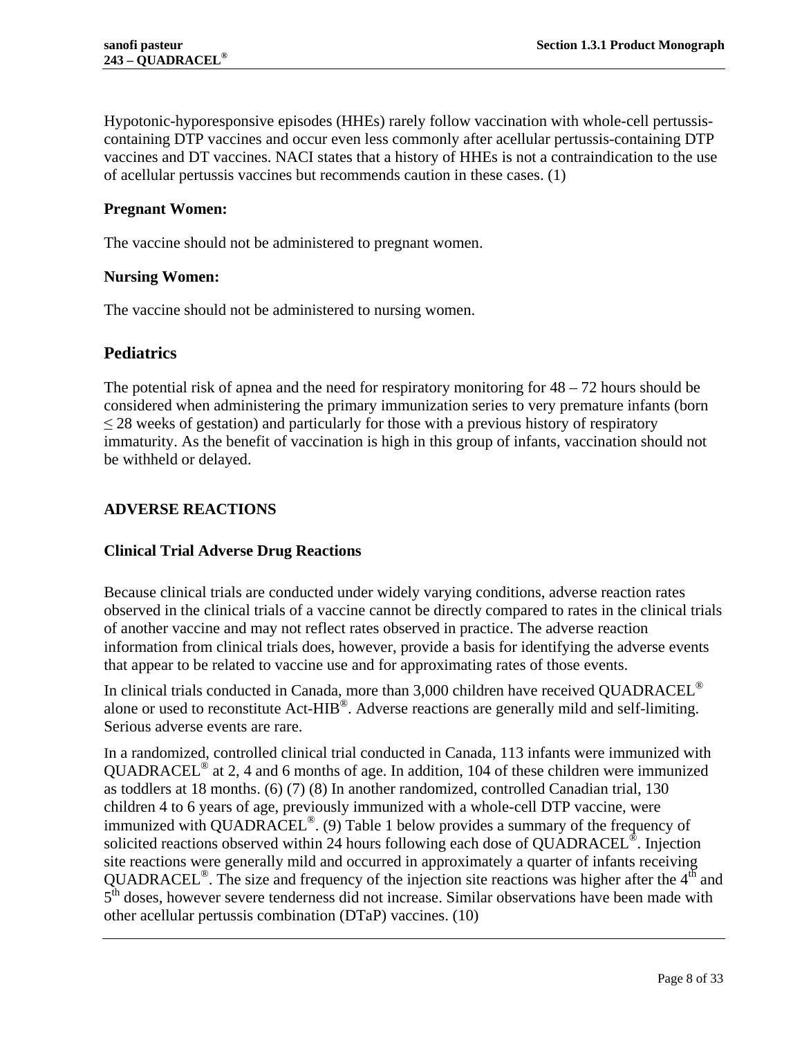Hypotonic-hyporesponsive episodes (HHEs) rarely follow vaccination with whole-cell pertussis-containing DTP vaccines and occur even less commonly after acellular pertussis-containing DTP vaccines and DT vaccines. NACI states that a history of HHEs is not a contraindication to the use of acellular pertussis vaccines but recommends caution in these cases. (1)

**Pregnant Women:**

The vaccine should not be administered to pregnant women.

**Nursing Women:**

The vaccine should not be administered to nursing women.

## Pediatrics

The potential risk of apnea and the need for respiratory monitoring for 48 – 72 hours should be considered when administering the primary immunization series to very premature infants (born ≤ 28 weeks of gestation) and particularly for those with a previous history of respiratory immaturity. As the benefit of vaccination is high in this group of infants, vaccination should not be withheld or delayed.

## ADVERSE REACTIONS

### Clinical Trial Adverse Drug Reactions

Because clinical trials are conducted under widely varying conditions, adverse reaction rates observed in the clinical trials of a vaccine cannot be directly compared to rates in the clinical trials of another vaccine and may not reflect rates observed in practice. The adverse reaction information from clinical trials does, however, provide a basis for identifying the adverse events that appear to be related to vaccine use and for approximating rates of those events.

In clinical trials conducted in Canada, more than 3,000 children have received QUADRACEL® alone or used to reconstitute Act-HIB®. Adverse reactions are generally mild and self-limiting. Serious adverse events are rare.

In a randomized, controlled clinical trial conducted in Canada, 113 infants were immunized with QUADRACEL® at 2, 4 and 6 months of age. In addition, 104 of these children were immunized as toddlers at 18 months. (6) (7) (8) In another randomized, controlled Canadian trial, 130 children 4 to 6 years of age, previously immunized with a whole-cell DTP vaccine, were immunized with QUADRACEL®. (9) Table 1 below provides a summary of the frequency of solicited reactions observed within 24 hours following each dose of QUADRACEL®. Injection site reactions were generally mild and occurred in approximately a quarter of infants receiving QUADRACEL®. The size and frequency of the injection site reactions was higher after the 4th and 5th doses, however severe tenderness did not increase. Similar observations have been made with other acellular pertussis combination (DTaP) vaccines. (10)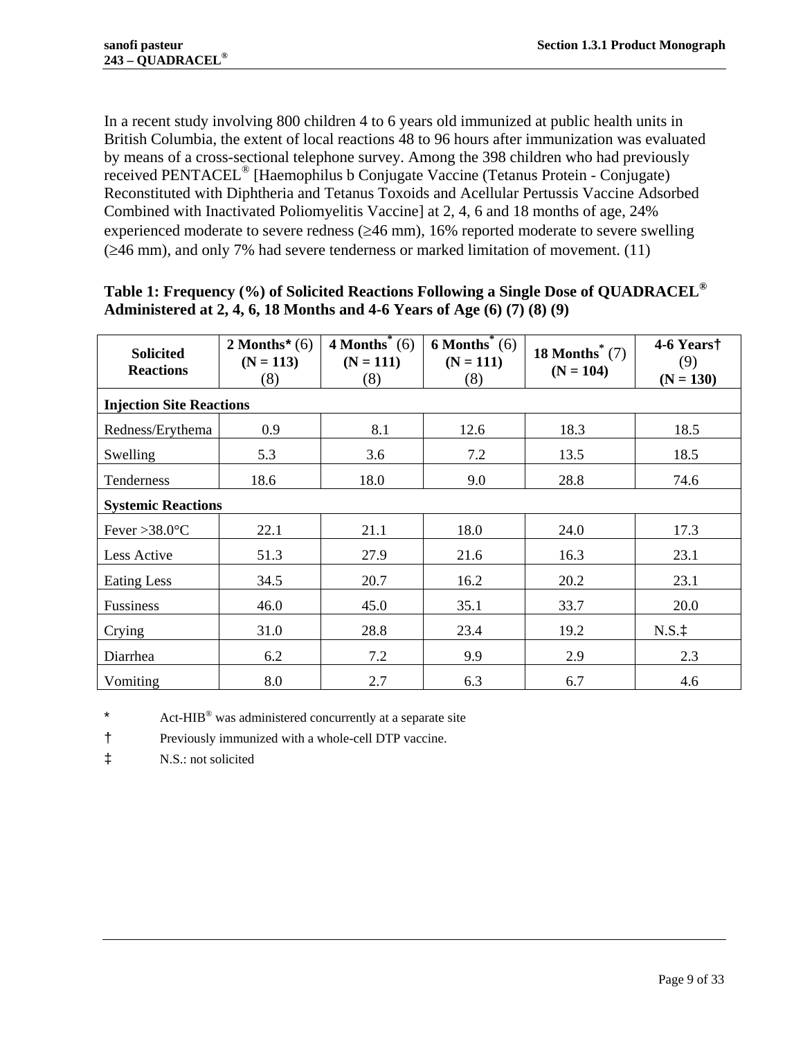In a recent study involving 800 children 4 to 6 years old immunized at public health units in British Columbia, the extent of local reactions 48 to 96 hours after immunization was evaluated by means of a cross-sectional telephone survey. Among the 398 children who had previously received PENTACEL® [Haemophilus b Conjugate Vaccine (Tetanus Protein - Conjugate) Reconstituted with Diphtheria and Tetanus Toxoids and Acellular Pertussis Vaccine Adsorbed Combined with Inactivated Poliomyelitis Vaccine] at 2, 4, 6 and 18 months of age, 24% experienced moderate to severe redness (≥46 mm), 16% reported moderate to severe swelling (≥46 mm), and only 7% had severe tenderness or marked limitation of movement. (11)

**Table 1: Frequency (%) of Solicited Reactions Following a Single Dose of QUADRACEL® Administered at 2, 4, 6, 18 Months and 4-6 Years of Age (6) (7) (8) (9)**

| Solicited Reactions | 2 Months* (6) (N = 113) (8) | 4 Months* (6) (N = 111) (8) | 6 Months* (6) (N = 111) (8) | 18 Months* (7) (N = 104) | 4-6 Years† (9) (N = 130) |
|---|---|---|---|---|---|
| **Injection Site Reactions** | | | | | |
| Redness/Erythema | 0.9 | 8.1 | 12.6 | 18.3 | 18.5 |
| Swelling | 5.3 | 3.6 | 7.2 | 13.5 | 18.5 |
| Tenderness | 18.6 | 18.0 | 9.0 | 28.8 | 74.6 |
| **Systemic Reactions** | | | | | |
| Fever >38.0°C | 22.1 | 21.1 | 18.0 | 24.0 | 17.3 |
| Less Active | 51.3 | 27.9 | 21.6 | 16.3 | 23.1 |
| Eating Less | 34.5 | 20.7 | 16.2 | 20.2 | 23.1 |
| Fussiness | 46.0 | 45.0 | 35.1 | 33.7 | 20.0 |
| Crying | 31.0 | 28.8 | 23.4 | 19.2 | N.S.‡ |
| Diarrhea | 6.2 | 7.2 | 9.9 | 2.9 | 2.3 |
| Vomiting | 8.0 | 2.7 | 6.3 | 6.7 | 4.6 |

\* Act-HIB® was administered concurrently at a separate site

† Previously immunized with a whole-cell DTP vaccine.

‡ N.S.: not solicited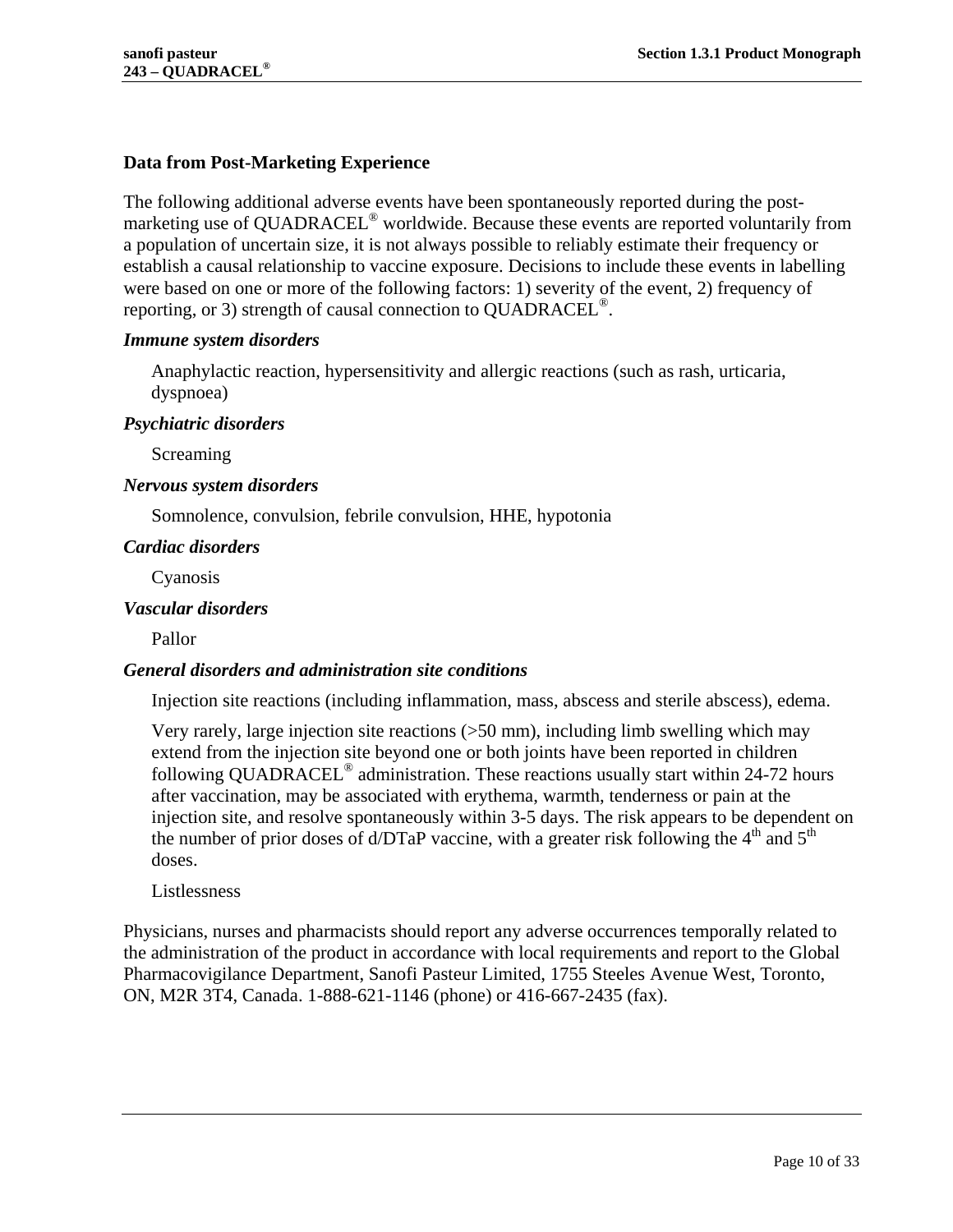### Data from Post-Marketing Experience

The following additional adverse events have been spontaneously reported during the post-marketing use of QUADRACEL® worldwide. Because these events are reported voluntarily from a population of uncertain size, it is not always possible to reliably estimate their frequency or establish a causal relationship to vaccine exposure. Decisions to include these events in labelling were based on one or more of the following factors: 1) severity of the event, 2) frequency of reporting, or 3) strength of causal connection to QUADRACEL®.

***Immune system disorders***

Anaphylactic reaction, hypersensitivity and allergic reactions (such as rash, urticaria, dyspnoea)

***Psychiatric disorders***

Screaming

***Nervous system disorders***

Somnolence, convulsion, febrile convulsion, HHE, hypotonia

***Cardiac disorders***

Cyanosis

***Vascular disorders***

Pallor

***General disorders and administration site conditions***

Injection site reactions (including inflammation, mass, abscess and sterile abscess), edema.

Very rarely, large injection site reactions (>50 mm), including limb swelling which may extend from the injection site beyond one or both joints have been reported in children following QUADRACEL® administration. These reactions usually start within 24-72 hours after vaccination, may be associated with erythema, warmth, tenderness or pain at the injection site, and resolve spontaneously within 3-5 days. The risk appears to be dependent on the number of prior doses of d/DTaP vaccine, with a greater risk following the 4th and 5th doses.

Listlessness

Physicians, nurses and pharmacists should report any adverse occurrences temporally related to the administration of the product in accordance with local requirements and report to the Global Pharmacovigilance Department, Sanofi Pasteur Limited, 1755 Steeles Avenue West, Toronto, ON, M2R 3T4, Canada. 1-888-621-1146 (phone) or 416-667-2435 (fax).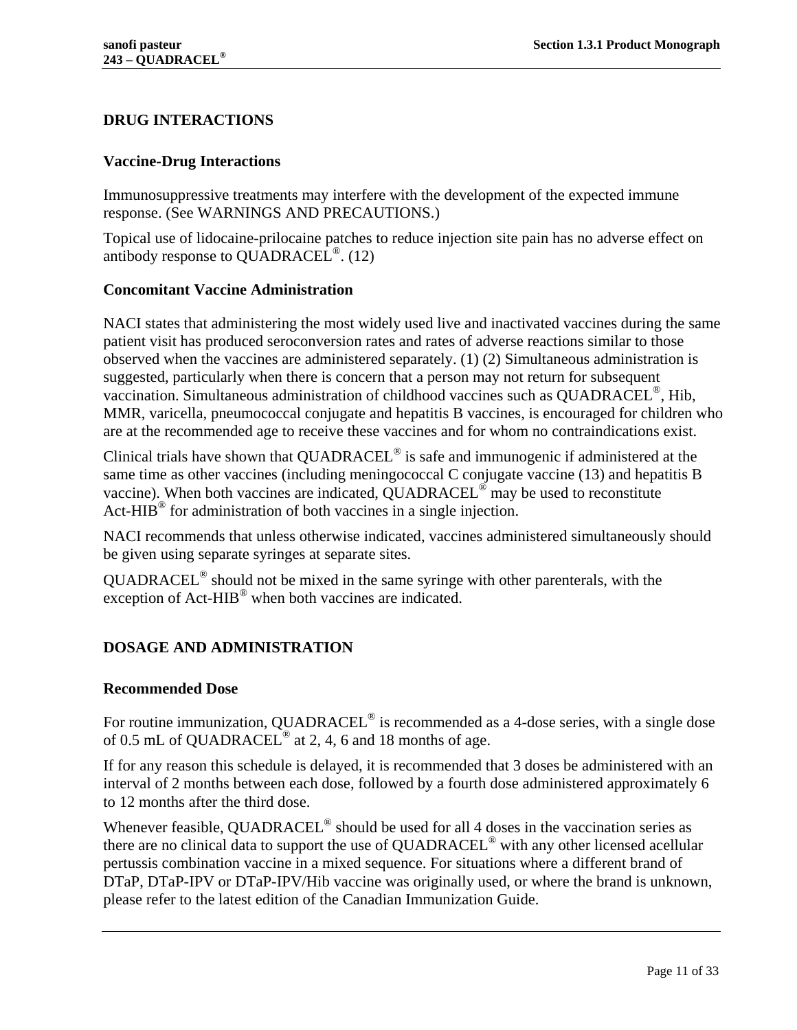## DRUG INTERACTIONS

### Vaccine-Drug Interactions

Immunosuppressive treatments may interfere with the development of the expected immune response. (See WARNINGS AND PRECAUTIONS.)

Topical use of lidocaine-prilocaine patches to reduce injection site pain has no adverse effect on antibody response to QUADRACEL®. (12)

### Concomitant Vaccine Administration

NACI states that administering the most widely used live and inactivated vaccines during the same patient visit has produced seroconversion rates and rates of adverse reactions similar to those observed when the vaccines are administered separately. (1) (2) Simultaneous administration is suggested, particularly when there is concern that a person may not return for subsequent vaccination. Simultaneous administration of childhood vaccines such as QUADRACEL®, Hib, MMR, varicella, pneumococcal conjugate and hepatitis B vaccines, is encouraged for children who are at the recommended age to receive these vaccines and for whom no contraindications exist.

Clinical trials have shown that QUADRACEL® is safe and immunogenic if administered at the same time as other vaccines (including meningococcal C conjugate vaccine (13) and hepatitis B vaccine). When both vaccines are indicated, QUADRACEL® may be used to reconstitute Act-HIB® for administration of both vaccines in a single injection.

NACI recommends that unless otherwise indicated, vaccines administered simultaneously should be given using separate syringes at separate sites.

QUADRACEL® should not be mixed in the same syringe with other parenterals, with the exception of Act-HIB® when both vaccines are indicated.

## DOSAGE AND ADMINISTRATION

### Recommended Dose

For routine immunization, QUADRACEL® is recommended as a 4-dose series, with a single dose of 0.5 mL of QUADRACEL® at 2, 4, 6 and 18 months of age.

If for any reason this schedule is delayed, it is recommended that 3 doses be administered with an interval of 2 months between each dose, followed by a fourth dose administered approximately 6 to 12 months after the third dose.

Whenever feasible, QUADRACEL® should be used for all 4 doses in the vaccination series as there are no clinical data to support the use of QUADRACEL® with any other licensed acellular pertussis combination vaccine in a mixed sequence. For situations where a different brand of DTaP, DTaP-IPV or DTaP-IPV/Hib vaccine was originally used, or where the brand is unknown, please refer to the latest edition of the Canadian Immunization Guide.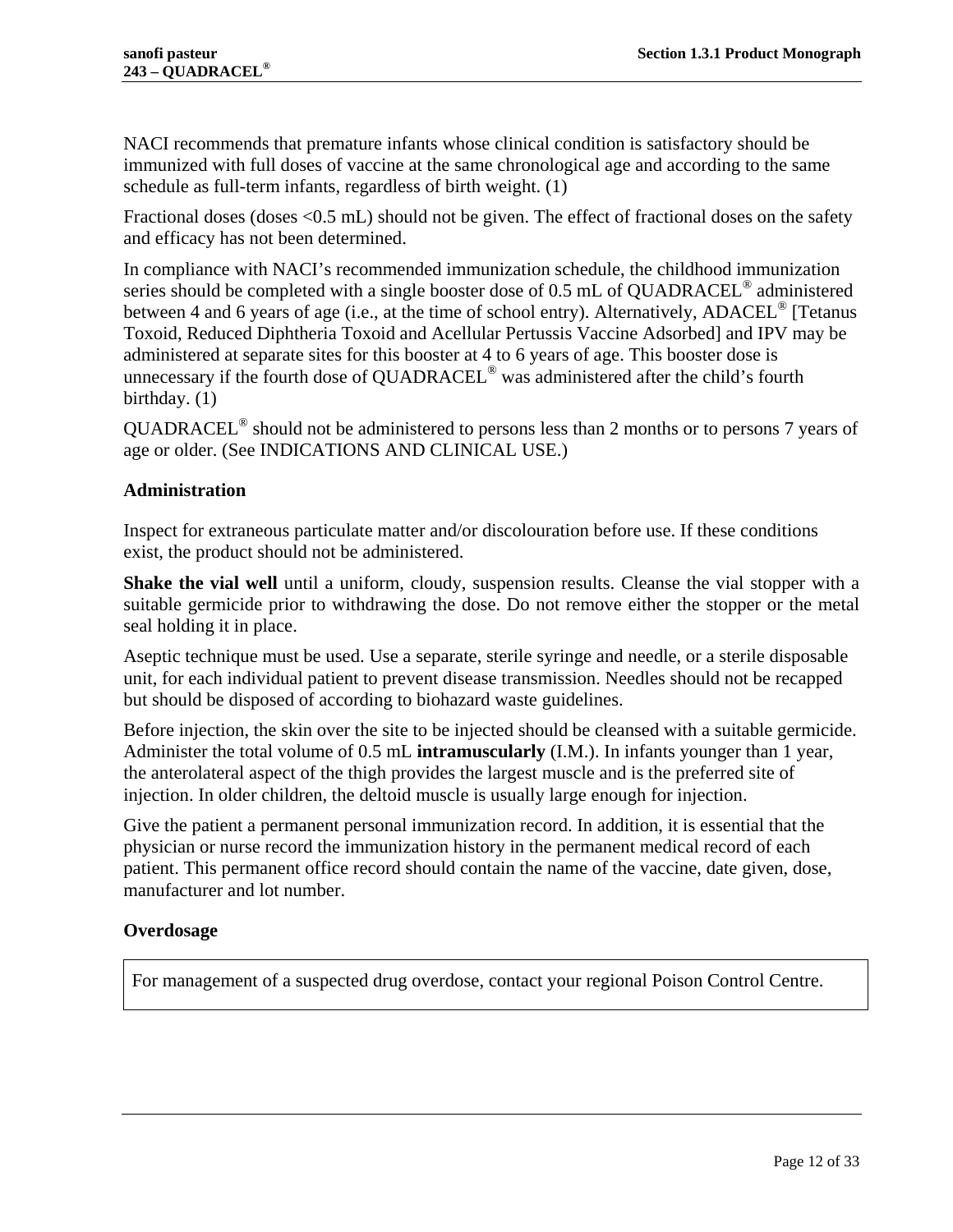NACI recommends that premature infants whose clinical condition is satisfactory should be immunized with full doses of vaccine at the same chronological age and according to the same schedule as full-term infants, regardless of birth weight. (1)

Fractional doses (doses <0.5 mL) should not be given. The effect of fractional doses on the safety and efficacy has not been determined.

In compliance with NACI's recommended immunization schedule, the childhood immunization series should be completed with a single booster dose of 0.5 mL of QUADRACEL® administered between 4 and 6 years of age (i.e., at the time of school entry). Alternatively, ADACEL® [Tetanus Toxoid, Reduced Diphtheria Toxoid and Acellular Pertussis Vaccine Adsorbed] and IPV may be administered at separate sites for this booster at 4 to 6 years of age. This booster dose is unnecessary if the fourth dose of QUADRACEL® was administered after the child's fourth birthday. (1)

QUADRACEL® should not be administered to persons less than 2 months or to persons 7 years of age or older. (See INDICATIONS AND CLINICAL USE.)

### Administration

Inspect for extraneous particulate matter and/or discolouration before use. If these conditions exist, the product should not be administered.

**Shake the vial well** until a uniform, cloudy, suspension results. Cleanse the vial stopper with a suitable germicide prior to withdrawing the dose. Do not remove either the stopper or the metal seal holding it in place.

Aseptic technique must be used. Use a separate, sterile syringe and needle, or a sterile disposable unit, for each individual patient to prevent disease transmission. Needles should not be recapped but should be disposed of according to biohazard waste guidelines.

Before injection, the skin over the site to be injected should be cleansed with a suitable germicide. Administer the total volume of 0.5 mL **intramuscularly** (I.M.). In infants younger than 1 year, the anterolateral aspect of the thigh provides the largest muscle and is the preferred site of injection. In older children, the deltoid muscle is usually large enough for injection.

Give the patient a permanent personal immunization record. In addition, it is essential that the physician or nurse record the immunization history in the permanent medical record of each patient. This permanent office record should contain the name of the vaccine, date given, dose, manufacturer and lot number.

### Overdosage

| For management of a suspected drug overdose, contact your regional Poison Control Centre. |
|---|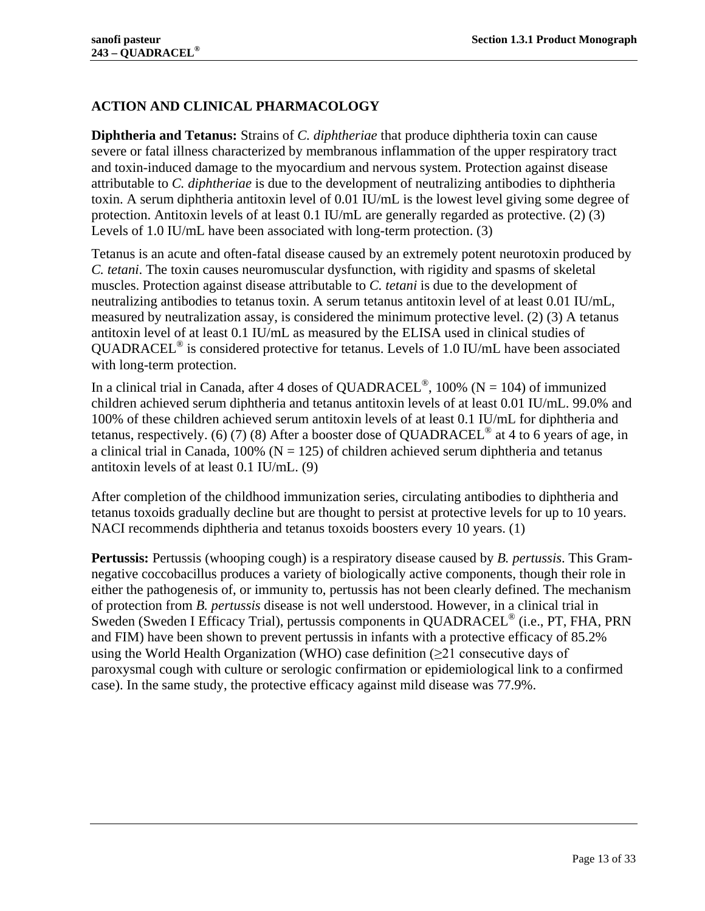## ACTION AND CLINICAL PHARMACOLOGY

**Diphtheria and Tetanus:** Strains of *C. diphtheriae* that produce diphtheria toxin can cause severe or fatal illness characterized by membranous inflammation of the upper respiratory tract and toxin-induced damage to the myocardium and nervous system. Protection against disease attributable to *C. diphtheriae* is due to the development of neutralizing antibodies to diphtheria toxin. A serum diphtheria antitoxin level of 0.01 IU/mL is the lowest level giving some degree of protection. Antitoxin levels of at least 0.1 IU/mL are generally regarded as protective. (2) (3) Levels of 1.0 IU/mL have been associated with long-term protection. (3)

Tetanus is an acute and often-fatal disease caused by an extremely potent neurotoxin produced by *C. tetani*. The toxin causes neuromuscular dysfunction, with rigidity and spasms of skeletal muscles. Protection against disease attributable to *C. tetani* is due to the development of neutralizing antibodies to tetanus toxin. A serum tetanus antitoxin level of at least 0.01 IU/mL, measured by neutralization assay, is considered the minimum protective level. (2) (3) A tetanus antitoxin level of at least 0.1 IU/mL as measured by the ELISA used in clinical studies of QUADRACEL® is considered protective for tetanus. Levels of 1.0 IU/mL have been associated with long-term protection.

In a clinical trial in Canada, after 4 doses of QUADRACEL®, 100% (N = 104) of immunized children achieved serum diphtheria and tetanus antitoxin levels of at least 0.01 IU/mL. 99.0% and 100% of these children achieved serum antitoxin levels of at least 0.1 IU/mL for diphtheria and tetanus, respectively. (6) (7) (8) After a booster dose of QUADRACEL® at 4 to 6 years of age, in a clinical trial in Canada, 100% (N = 125) of children achieved serum diphtheria and tetanus antitoxin levels of at least 0.1 IU/mL. (9)

After completion of the childhood immunization series, circulating antibodies to diphtheria and tetanus toxoids gradually decline but are thought to persist at protective levels for up to 10 years. NACI recommends diphtheria and tetanus toxoids boosters every 10 years. (1)

**Pertussis:** Pertussis (whooping cough) is a respiratory disease caused by *B. pertussis*. This Gram-negative coccobacillus produces a variety of biologically active components, though their role in either the pathogenesis of, or immunity to, pertussis has not been clearly defined. The mechanism of protection from *B. pertussis* disease is not well understood. However, in a clinical trial in Sweden (Sweden I Efficacy Trial), pertussis components in QUADRACEL® (i.e., PT, FHA, PRN and FIM) have been shown to prevent pertussis in infants with a protective efficacy of 85.2% using the World Health Organization (WHO) case definition (≥21 consecutive days of paroxysmal cough with culture or serologic confirmation or epidemiological link to a confirmed case). In the same study, the protective efficacy against mild disease was 77.9%.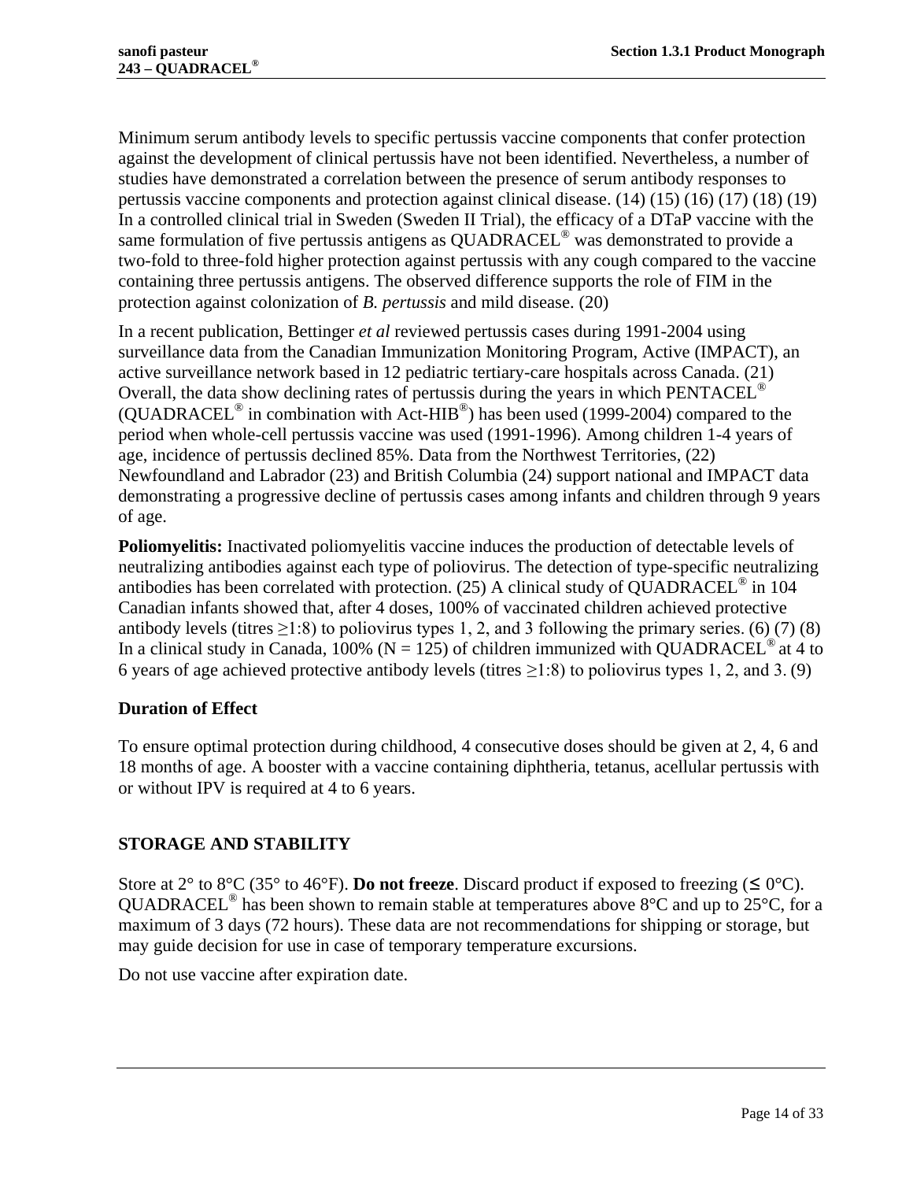Minimum serum antibody levels to specific pertussis vaccine components that confer protection against the development of clinical pertussis have not been identified. Nevertheless, a number of studies have demonstrated a correlation between the presence of serum antibody responses to pertussis vaccine components and protection against clinical disease. (14) (15) (16) (17) (18) (19) In a controlled clinical trial in Sweden (Sweden II Trial), the efficacy of a DTaP vaccine with the same formulation of five pertussis antigens as QUADRACEL® was demonstrated to provide a two-fold to three-fold higher protection against pertussis with any cough compared to the vaccine containing three pertussis antigens. The observed difference supports the role of FIM in the protection against colonization of *B. pertussis* and mild disease. (20)

In a recent publication, Bettinger *et al* reviewed pertussis cases during 1991-2004 using surveillance data from the Canadian Immunization Monitoring Program, Active (IMPACT), an active surveillance network based in 12 pediatric tertiary-care hospitals across Canada. (21) Overall, the data show declining rates of pertussis during the years in which PENTACEL® (QUADRACEL® in combination with Act-HIB®) has been used (1999-2004) compared to the period when whole-cell pertussis vaccine was used (1991-1996). Among children 1-4 years of age, incidence of pertussis declined 85%. Data from the Northwest Territories, (22) Newfoundland and Labrador (23) and British Columbia (24) support national and IMPACT data demonstrating a progressive decline of pertussis cases among infants and children through 9 years of age.

**Poliomyelitis:** Inactivated poliomyelitis vaccine induces the production of detectable levels of neutralizing antibodies against each type of poliovirus. The detection of type-specific neutralizing antibodies has been correlated with protection. (25) A clinical study of QUADRACEL® in 104 Canadian infants showed that, after 4 doses, 100% of vaccinated children achieved protective antibody levels (titres ≥1:8) to poliovirus types 1, 2, and 3 following the primary series. (6) (7) (8) In a clinical study in Canada, 100% (N = 125) of children immunized with QUADRACEL® at 4 to 6 years of age achieved protective antibody levels (titres ≥1:8) to poliovirus types 1, 2, and 3. (9)

### Duration of Effect

To ensure optimal protection during childhood, 4 consecutive doses should be given at 2, 4, 6 and 18 months of age. A booster with a vaccine containing diphtheria, tetanus, acellular pertussis with or without IPV is required at 4 to 6 years.

## STORAGE AND STABILITY

Store at 2° to 8°C (35° to 46°F). **Do not freeze**. Discard product if exposed to freezing (≤ 0°C). QUADRACEL® has been shown to remain stable at temperatures above 8°C and up to 25°C, for a maximum of 3 days (72 hours). These data are not recommendations for shipping or storage, but may guide decision for use in case of temporary temperature excursions.

Do not use vaccine after expiration date.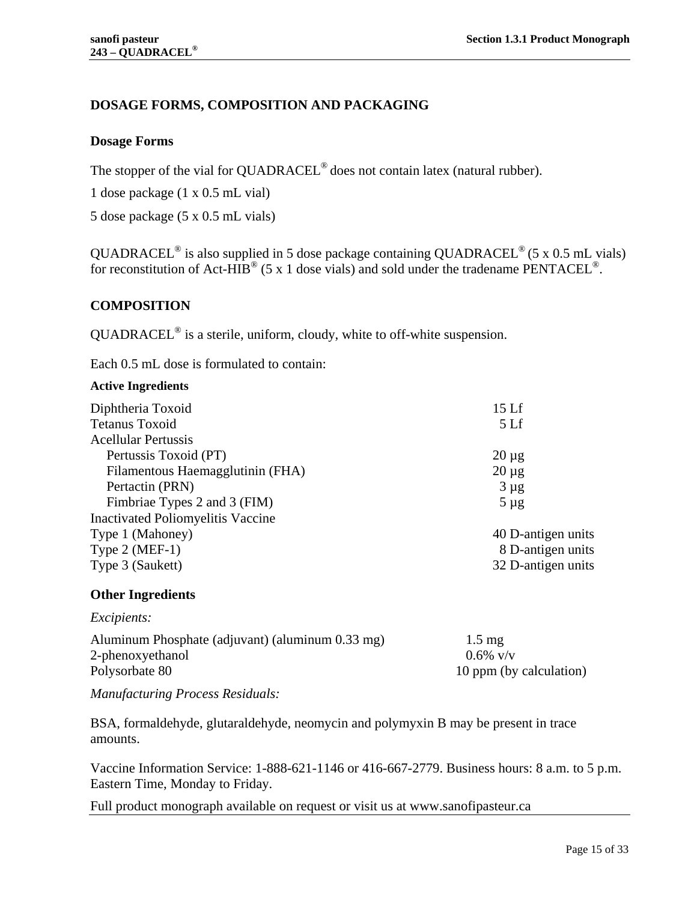## DOSAGE FORMS, COMPOSITION AND PACKAGING

### Dosage Forms

The stopper of the vial for QUADRACEL® does not contain latex (natural rubber).

1 dose package (1 x 0.5 mL vial)

5 dose package (5 x 0.5 mL vials)

QUADRACEL® is also supplied in 5 dose package containing QUADRACEL® (5 x 0.5 mL vials) for reconstitution of Act-HIB® (5 x 1 dose vials) and sold under the tradename PENTACEL®.

## COMPOSITION

QUADRACEL® is a sterile, uniform, cloudy, white to off-white suspension.

Each 0.5 mL dose is formulated to contain:

**Active Ingredients**

| | |
|---|---|
| Diphtheria Toxoid | 15 Lf |
| Tetanus Toxoid | 5 Lf |
| Acellular Pertussis | |
| Pertussis Toxoid (PT) | 20 µg |
| Filamentous Haemagglutinin (FHA) | 20 µg |
| Pertactin (PRN) | 3 µg |
| Fimbriae Types 2 and 3 (FIM) | 5 µg |
| Inactivated Poliomyelitis Vaccine | |
| Type 1 (Mahoney) | 40 D-antigen units |
| Type 2 (MEF-1) | 8 D-antigen units |
| Type 3 (Saukett) | 32 D-antigen units |

### Other Ingredients

*Excipients:*

| | |
|---|---|
| Aluminum Phosphate (adjuvant) (aluminum 0.33 mg) | 1.5 mg |
| 2-phenoxyethanol | 0.6% v/v |
| Polysorbate 80 | 10 ppm (by calculation) |

*Manufacturing Process Residuals:*

BSA, formaldehyde, glutaraldehyde, neomycin and polymyxin B may be present in trace amounts.

Vaccine Information Service: 1-888-621-1146 or 416-667-2779. Business hours: 8 a.m. to 5 p.m. Eastern Time, Monday to Friday.

Full product monograph available on request or visit us at www.sanofipasteur.ca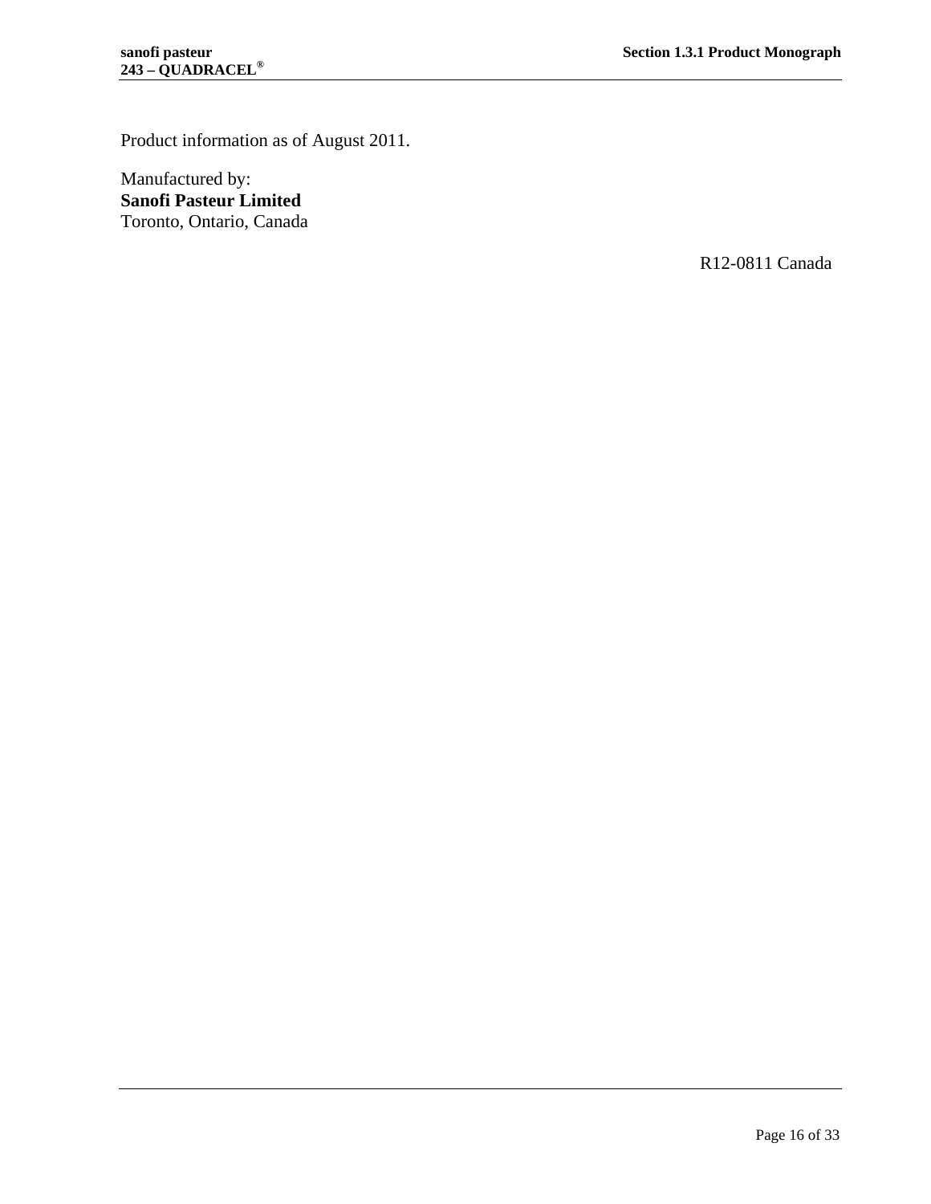Product information as of August 2011.

Manufactured by:
**Sanofi Pasteur Limited**
Toronto, Ontario, Canada

R12-0811 Canada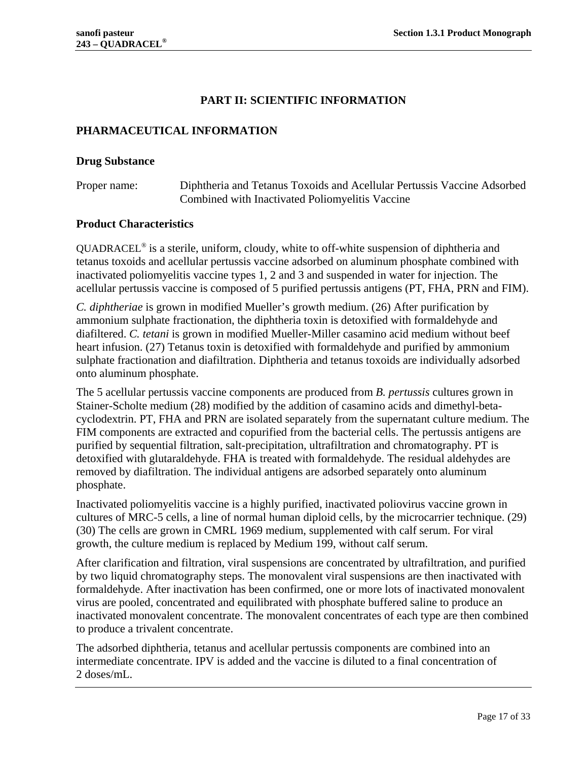# PART II: SCIENTIFIC INFORMATION

## PHARMACEUTICAL INFORMATION

### Drug Substance

Proper name: Diphtheria and Tetanus Toxoids and Acellular Pertussis Vaccine Adsorbed Combined with Inactivated Poliomyelitis Vaccine

### Product Characteristics

QUADRACEL® is a sterile, uniform, cloudy, white to off-white suspension of diphtheria and tetanus toxoids and acellular pertussis vaccine adsorbed on aluminum phosphate combined with inactivated poliomyelitis vaccine types 1, 2 and 3 and suspended in water for injection. The acellular pertussis vaccine is composed of 5 purified pertussis antigens (PT, FHA, PRN and FIM).

*C. diphtheriae* is grown in modified Mueller's growth medium. (26) After purification by ammonium sulphate fractionation, the diphtheria toxin is detoxified with formaldehyde and diafiltered. *C. tetani* is grown in modified Mueller-Miller casamino acid medium without beef heart infusion. (27) Tetanus toxin is detoxified with formaldehyde and purified by ammonium sulphate fractionation and diafiltration. Diphtheria and tetanus toxoids are individually adsorbed onto aluminum phosphate.

The 5 acellular pertussis vaccine components are produced from *B. pertussis* cultures grown in Stainer-Scholte medium (28) modified by the addition of casamino acids and dimethyl-beta-cyclodextrin. PT, FHA and PRN are isolated separately from the supernatant culture medium. The FIM components are extracted and copurified from the bacterial cells. The pertussis antigens are purified by sequential filtration, salt-precipitation, ultrafiltration and chromatography. PT is detoxified with glutaraldehyde. FHA is treated with formaldehyde. The residual aldehydes are removed by diafiltration. The individual antigens are adsorbed separately onto aluminum phosphate.

Inactivated poliomyelitis vaccine is a highly purified, inactivated poliovirus vaccine grown in cultures of MRC-5 cells, a line of normal human diploid cells, by the microcarrier technique. (29) (30) The cells are grown in CMRL 1969 medium, supplemented with calf serum. For viral growth, the culture medium is replaced by Medium 199, without calf serum.

After clarification and filtration, viral suspensions are concentrated by ultrafiltration, and purified by two liquid chromatography steps. The monovalent viral suspensions are then inactivated with formaldehyde. After inactivation has been confirmed, one or more lots of inactivated monovalent virus are pooled, concentrated and equilibrated with phosphate buffered saline to produce an inactivated monovalent concentrate. The monovalent concentrates of each type are then combined to produce a trivalent concentrate.

The adsorbed diphtheria, tetanus and acellular pertussis components are combined into an intermediate concentrate. IPV is added and the vaccine is diluted to a final concentration of 2 doses/mL.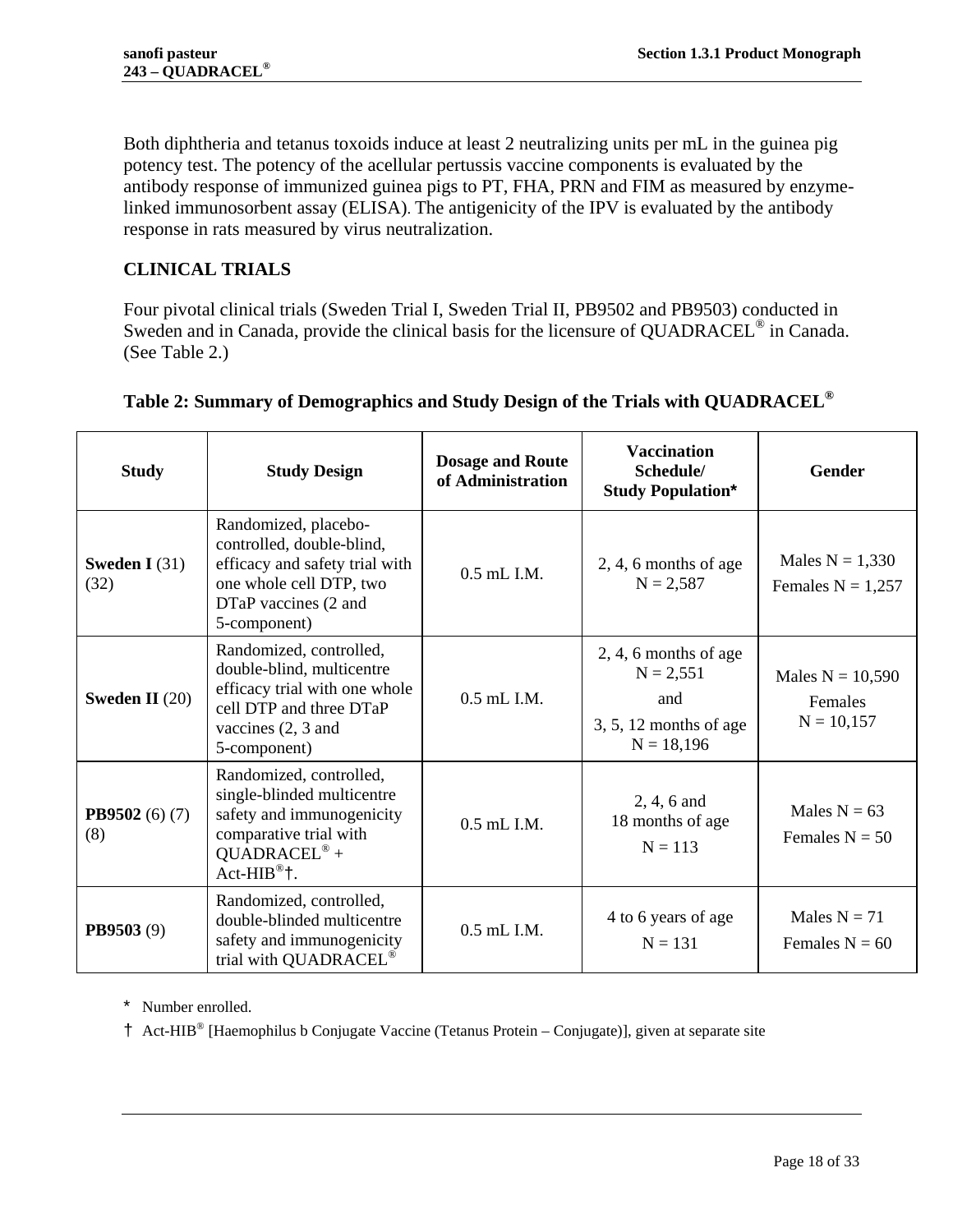Both diphtheria and tetanus toxoids induce at least 2 neutralizing units per mL in the guinea pig potency test. The potency of the acellular pertussis vaccine components is evaluated by the antibody response of immunized guinea pigs to PT, FHA, PRN and FIM as measured by enzyme-linked immunosorbent assay (ELISA). The antigenicity of the IPV is evaluated by the antibody response in rats measured by virus neutralization.

## CLINICAL TRIALS

Four pivotal clinical trials (Sweden Trial I, Sweden Trial II, PB9502 and PB9503) conducted in Sweden and in Canada, provide the clinical basis for the licensure of QUADRACEL® in Canada. (See Table 2.)

**Table 2: Summary of Demographics and Study Design of the Trials with QUADRACEL®**

| Study | Study Design | Dosage and Route of Administration | Vaccination Schedule/ Study Population* | Gender |
|---|---|---|---|---|
| **Sweden I** (31) (32) | Randomized, placebo-controlled, double-blind, efficacy and safety trial with one whole cell DTP, two DTaP vaccines (2 and 5-component) | 0.5 mL I.M. | 2, 4, 6 months of age N = 2,587 | Males N = 1,330 Females N = 1,257 |
| **Sweden II** (20) | Randomized, controlled, double-blind, multicentre efficacy trial with one whole cell DTP and three DTaP vaccines (2, 3 and 5-component) | 0.5 mL I.M. | 2, 4, 6 months of age N = 2,551 and 3, 5, 12 months of age N = 18,196 | Males N = 10,590 Females N = 10,157 |
| **PB9502** (6) (7) (8) | Randomized, controlled, single-blinded multicentre safety and immunogenicity comparative trial with QUADRACEL® + Act-HIB®†. | 0.5 mL I.M. | 2, 4, 6 and 18 months of age N = 113 | Males N = 63 Females N = 50 |
| **PB9503** (9) | Randomized, controlled, double-blinded multicentre safety and immunogenicity trial with QUADRACEL® | 0.5 mL I.M. | 4 to 6 years of age N = 131 | Males N = 71 Females N = 60 |

\* Number enrolled.

† Act-HIB® [Haemophilus b Conjugate Vaccine (Tetanus Protein – Conjugate)], given at separate site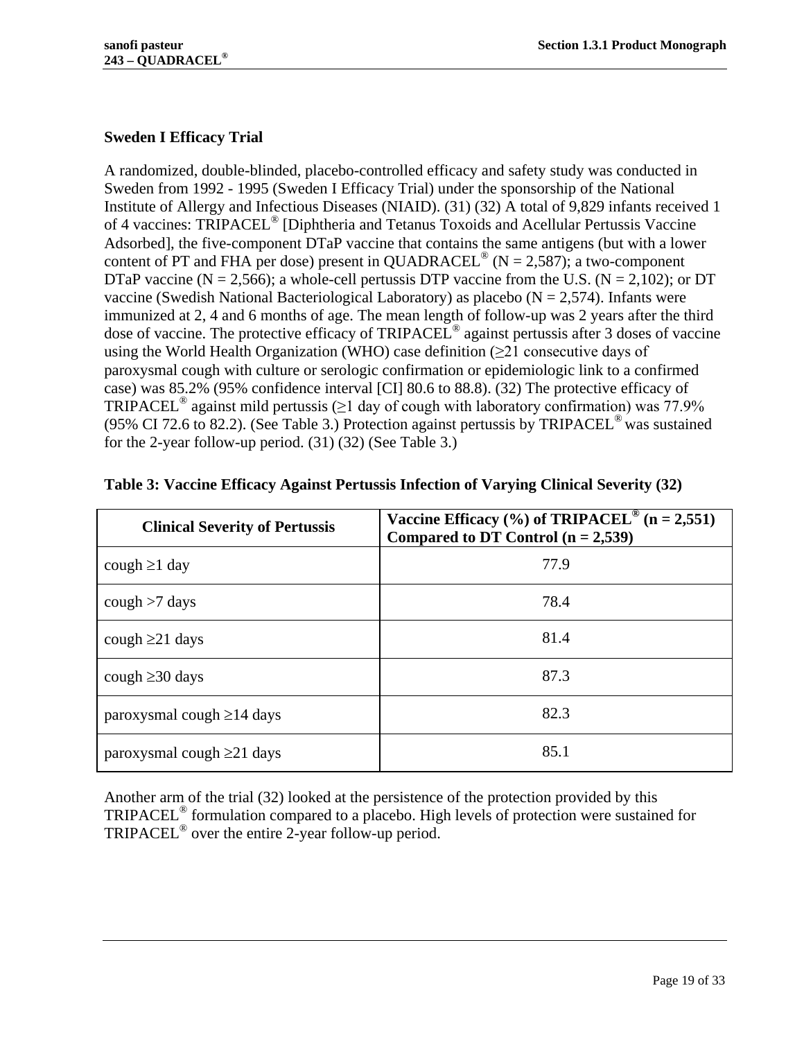### Sweden I Efficacy Trial

A randomized, double-blinded, placebo-controlled efficacy and safety study was conducted in Sweden from 1992 - 1995 (Sweden I Efficacy Trial) under the sponsorship of the National Institute of Allergy and Infectious Diseases (NIAID). (31) (32) A total of 9,829 infants received 1 of 4 vaccines: TRIPACEL® [Diphtheria and Tetanus Toxoids and Acellular Pertussis Vaccine Adsorbed], the five-component DTaP vaccine that contains the same antigens (but with a lower content of PT and FHA per dose) present in QUADRACEL® (N = 2,587); a two-component DTaP vaccine (N = 2,566); a whole-cell pertussis DTP vaccine from the U.S. (N = 2,102); or DT vaccine (Swedish National Bacteriological Laboratory) as placebo (N = 2,574). Infants were immunized at 2, 4 and 6 months of age. The mean length of follow-up was 2 years after the third dose of vaccine. The protective efficacy of TRIPACEL® against pertussis after 3 doses of vaccine using the World Health Organization (WHO) case definition (≥21 consecutive days of paroxysmal cough with culture or serologic confirmation or epidemiologic link to a confirmed case) was 85.2% (95% confidence interval [CI] 80.6 to 88.8). (32) The protective efficacy of TRIPACEL® against mild pertussis (≥1 day of cough with laboratory confirmation) was 77.9% (95% CI 72.6 to 82.2). (See Table 3.) Protection against pertussis by TRIPACEL® was sustained for the 2-year follow-up period. (31) (32) (See Table 3.)

**Table 3: Vaccine Efficacy Against Pertussis Infection of Varying Clinical Severity (32)**

| Clinical Severity of Pertussis | Vaccine Efficacy (%) of TRIPACEL® (n = 2,551) Compared to DT Control (n = 2,539) |
|---|---|
| cough ≥1 day | 77.9 |
| cough >7 days | 78.4 |
| cough ≥21 days | 81.4 |
| cough ≥30 days | 87.3 |
| paroxysmal cough ≥14 days | 82.3 |
| paroxysmal cough ≥21 days | 85.1 |

Another arm of the trial (32) looked at the persistence of the protection provided by this TRIPACEL® formulation compared to a placebo. High levels of protection were sustained for TRIPACEL® over the entire 2-year follow-up period.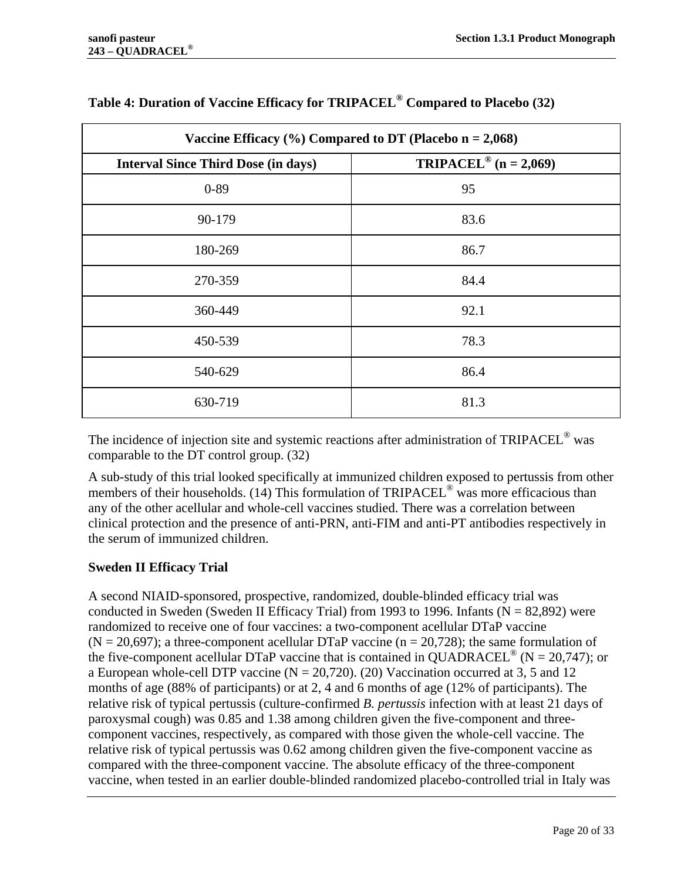**Table 4: Duration of Vaccine Efficacy for TRIPACEL® Compared to Placebo (32)**

| Vaccine Efficacy (%) Compared to DT (Placebo n = 2,068) | |
|---|---|
| **Interval Since Third Dose (in days)** | **TRIPACEL® (n = 2,069)** |
| 0-89 | 95 |
| 90-179 | 83.6 |
| 180-269 | 86.7 |
| 270-359 | 84.4 |
| 360-449 | 92.1 |
| 450-539 | 78.3 |
| 540-629 | 86.4 |
| 630-719 | 81.3 |

The incidence of injection site and systemic reactions after administration of TRIPACEL® was comparable to the DT control group. (32)

A sub-study of this trial looked specifically at immunized children exposed to pertussis from other members of their households. (14) This formulation of TRIPACEL® was more efficacious than any of the other acellular and whole-cell vaccines studied. There was a correlation between clinical protection and the presence of anti-PRN, anti-FIM and anti-PT antibodies respectively in the serum of immunized children.

### Sweden II Efficacy Trial

A second NIAID-sponsored, prospective, randomized, double-blinded efficacy trial was conducted in Sweden (Sweden II Efficacy Trial) from 1993 to 1996. Infants (N = 82,892) were randomized to receive one of four vaccines: a two-component acellular DTaP vaccine (N = 20,697); a three-component acellular DTaP vaccine (n = 20,728); the same formulation of the five-component acellular DTaP vaccine that is contained in QUADRACEL® (N = 20,747); or a European whole-cell DTP vaccine (N = 20,720). (20) Vaccination occurred at 3, 5 and 12 months of age (88% of participants) or at 2, 4 and 6 months of age (12% of participants). The relative risk of typical pertussis (culture-confirmed *B. pertussis* infection with at least 21 days of paroxysmal cough) was 0.85 and 1.38 among children given the five-component and three-component vaccines, respectively, as compared with those given the whole-cell vaccine. The relative risk of typical pertussis was 0.62 among children given the five-component vaccine as compared with the three-component vaccine. The absolute efficacy of the three-component vaccine, when tested in an earlier double-blinded randomized placebo-controlled trial in Italy was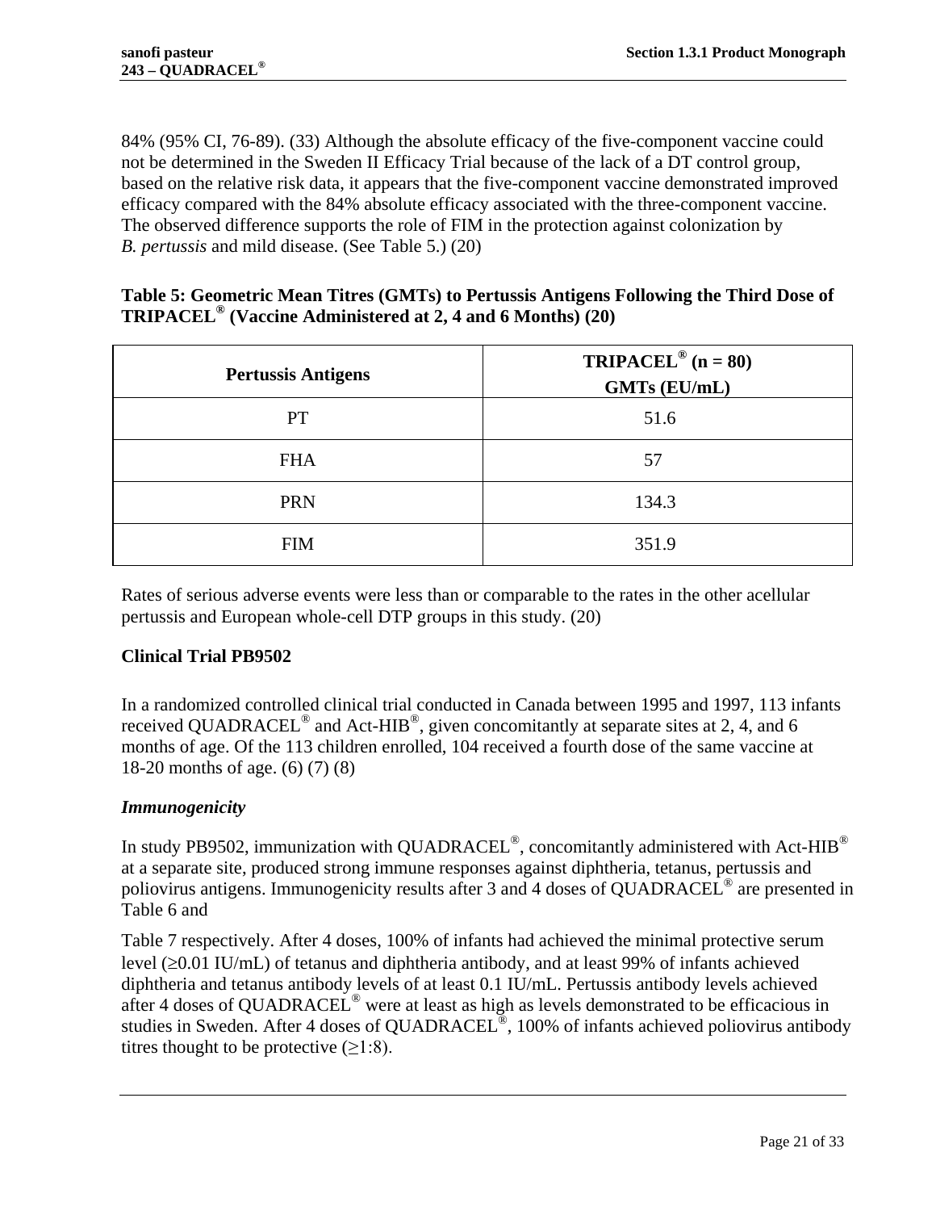84% (95% CI, 76-89). (33) Although the absolute efficacy of the five-component vaccine could not be determined in the Sweden II Efficacy Trial because of the lack of a DT control group, based on the relative risk data, it appears that the five-component vaccine demonstrated improved efficacy compared with the 84% absolute efficacy associated with the three-component vaccine. The observed difference supports the role of FIM in the protection against colonization by *B. pertussis* and mild disease. (See Table 5.) (20)

**Table 5: Geometric Mean Titres (GMTs) to Pertussis Antigens Following the Third Dose of TRIPACEL® (Vaccine Administered at 2, 4 and 6 Months) (20)**

| Pertussis Antigens | TRIPACEL® (n = 80) GMTs (EU/mL) |
|---|---|
| PT | 51.6 |
| FHA | 57 |
| PRN | 134.3 |
| FIM | 351.9 |

Rates of serious adverse events were less than or comparable to the rates in the other acellular pertussis and European whole-cell DTP groups in this study. (20)

### Clinical Trial PB9502

In a randomized controlled clinical trial conducted in Canada between 1995 and 1997, 113 infants received QUADRACEL® and Act-HIB®, given concomitantly at separate sites at 2, 4, and 6 months of age. Of the 113 children enrolled, 104 received a fourth dose of the same vaccine at 18-20 months of age. (6) (7) (8)

#### *Immunogenicity*

In study PB9502, immunization with QUADRACEL®, concomitantly administered with Act-HIB® at a separate site, produced strong immune responses against diphtheria, tetanus, pertussis and poliovirus antigens. Immunogenicity results after 3 and 4 doses of QUADRACEL® are presented in Table 6 and

Table 7 respectively. After 4 doses, 100% of infants had achieved the minimal protective serum level (≥0.01 IU/mL) of tetanus and diphtheria antibody, and at least 99% of infants achieved diphtheria and tetanus antibody levels of at least 0.1 IU/mL. Pertussis antibody levels achieved after 4 doses of QUADRACEL® were at least as high as levels demonstrated to be efficacious in studies in Sweden. After 4 doses of QUADRACEL®, 100% of infants achieved poliovirus antibody titres thought to be protective (≥1:8).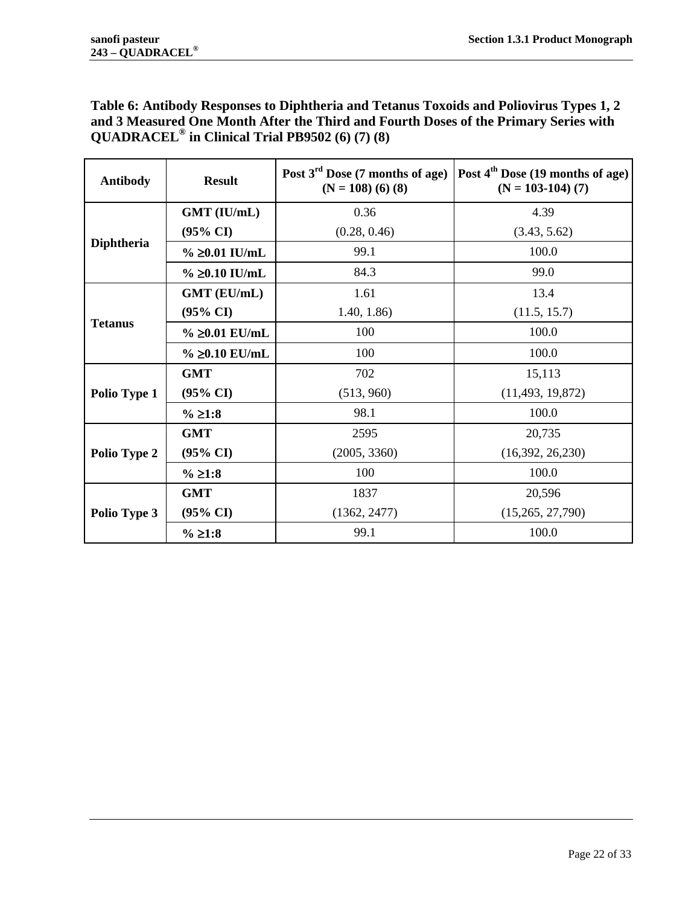**Table 6: Antibody Responses to Diphtheria and Tetanus Toxoids and Poliovirus Types 1, 2 and 3 Measured One Month After the Third and Fourth Doses of the Primary Series with QUADRACEL® in Clinical Trial PB9502 (6) (7) (8)**

| Antibody | Result | Post 3rd Dose (7 months of age) (N = 108) (6) (8) | Post 4th Dose (19 months of age) (N = 103-104) (7) |
|---|---|---|---|
| Diphtheria | GMT (IU/mL) (95% CI) | 0.36 (0.28, 0.46) | 4.39 (3.43, 5.62) |
| | % ≥0.01 IU/mL | 99.1 | 100.0 |
| | % ≥0.10 IU/mL | 84.3 | 99.0 |
| Tetanus | GMT (EU/mL) (95% CI) | 1.61 1.40, 1.86) | 13.4 (11.5, 15.7) |
| | % ≥0.01 EU/mL | 100 | 100.0 |
| | % ≥0.10 EU/mL | 100 | 100.0 |
| Polio Type 1 | GMT (95% CI) | 702 (513, 960) | 15,113 (11,493, 19,872) |
| | % ≥1:8 | 98.1 | 100.0 |
| Polio Type 2 | GMT (95% CI) | 2595 (2005, 3360) | 20,735 (16,392, 26,230) |
| | % ≥1:8 | 100 | 100.0 |
| Polio Type 3 | GMT (95% CI) | 1837 (1362, 2477) | 20,596 (15,265, 27,790) |
| | % ≥1:8 | 99.1 | 100.0 |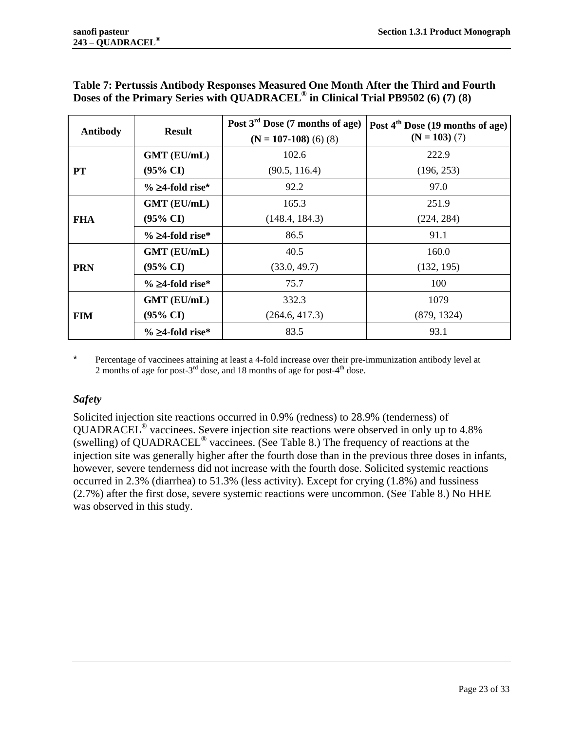**Table 7: Pertussis Antibody Responses Measured One Month After the Third and Fourth Doses of the Primary Series with QUADRACEL® in Clinical Trial PB9502 (6) (7) (8)**

| Antibody | Result | Post 3rd Dose (7 months of age) (N = 107-108) (6) (8) | Post 4th Dose (19 months of age) (N = 103) (7) |
|---|---|---|---|
| PT | GMT (EU/mL) (95% CI) | 102.6 (90.5, 116.4) | 222.9 (196, 253) |
| | % ≥4-fold rise* | 92.2 | 97.0 |
| FHA | GMT (EU/mL) (95% CI) | 165.3 (148.4, 184.3) | 251.9 (224, 284) |
| | % ≥4-fold rise* | 86.5 | 91.1 |
| PRN | GMT (EU/mL) (95% CI) | 40.5 (33.0, 49.7) | 160.0 (132, 195) |
| | % ≥4-fold rise* | 75.7 | 100 |
| FIM | GMT (EU/mL) (95% CI) | 332.3 (264.6, 417.3) | 1079 (879, 1324) |
| | % ≥4-fold rise* | 83.5 | 93.1 |

\* Percentage of vaccinees attaining at least a 4-fold increase over their pre-immunization antibody level at 2 months of age for post-3rd dose, and 18 months of age for post-4th dose.

### *Safety*

Solicited injection site reactions occurred in 0.9% (redness) to 28.9% (tenderness) of QUADRACEL® vaccinees. Severe injection site reactions were observed in only up to 4.8% (swelling) of QUADRACEL® vaccinees. (See Table 8.) The frequency of reactions at the injection site was generally higher after the fourth dose than in the previous three doses in infants, however, severe tenderness did not increase with the fourth dose. Solicited systemic reactions occurred in 2.3% (diarrhea) to 51.3% (less activity). Except for crying (1.8%) and fussiness (2.7%) after the first dose, severe systemic reactions were uncommon. (See Table 8.) No HHE was observed in this study.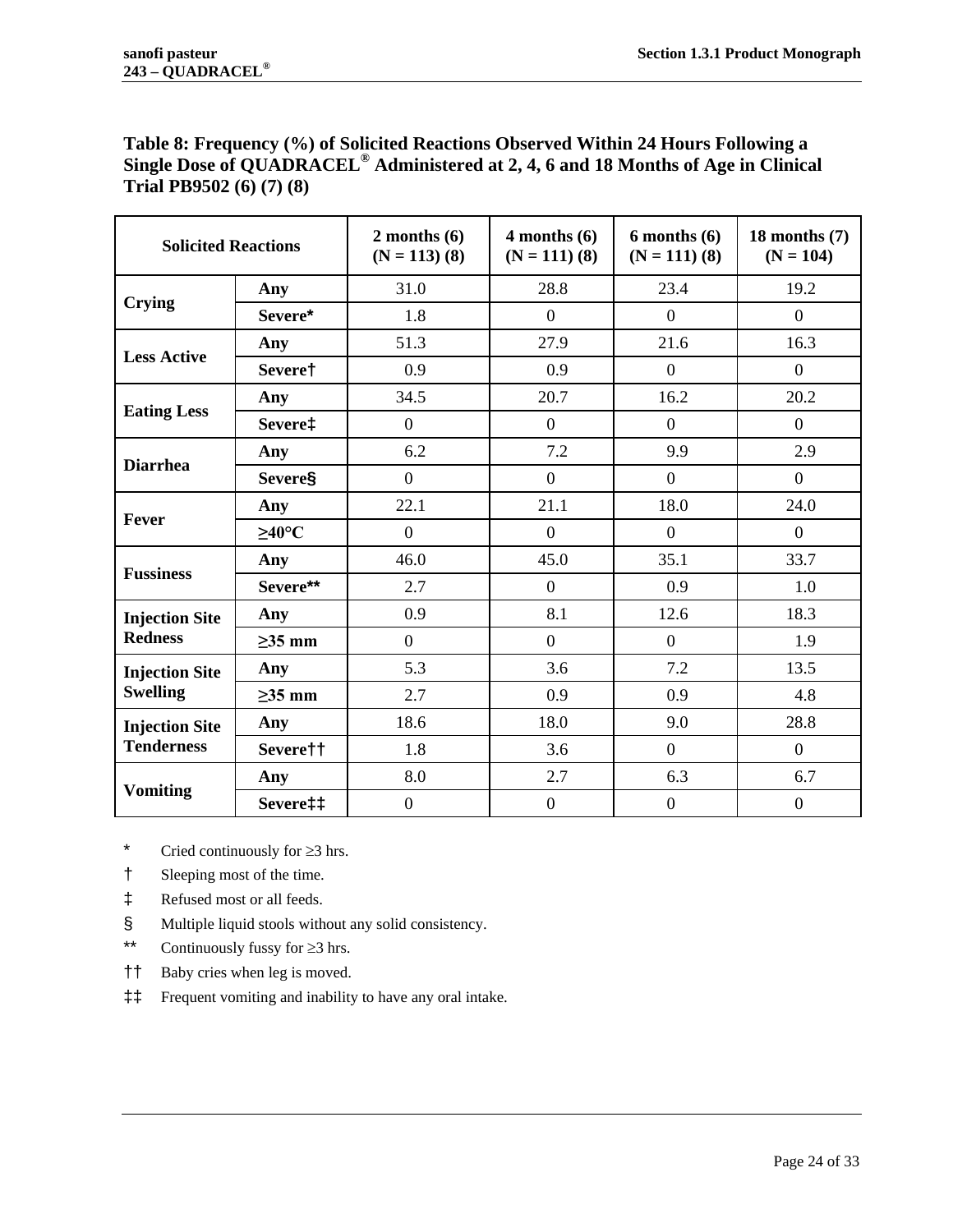**Table 8: Frequency (%) of Solicited Reactions Observed Within 24 Hours Following a Single Dose of QUADRACEL® Administered at 2, 4, 6 and 18 Months of Age in Clinical Trial PB9502 (6) (7) (8)**

| Solicited Reactions | | 2 months (6) (N = 113) (8) | 4 months (6) (N = 111) (8) | 6 months (6) (N = 111) (8) | 18 months (7) (N = 104) |
|---|---|---|---|---|---|
| **Crying** | **Any** | 31.0 | 28.8 | 23.4 | 19.2 |
| | **Severe*** | 1.8 | 0 | 0 | 0 |
| **Less Active** | **Any** | 51.3 | 27.9 | 21.6 | 16.3 |
| | **Severe†** | 0.9 | 0.9 | 0 | 0 |
| **Eating Less** | **Any** | 34.5 | 20.7 | 16.2 | 20.2 |
| | **Severe‡** | 0 | 0 | 0 | 0 |
| **Diarrhea** | **Any** | 6.2 | 7.2 | 9.9 | 2.9 |
| | **Severe§** | 0 | 0 | 0 | 0 |
| **Fever** | **Any** | 22.1 | 21.1 | 18.0 | 24.0 |
| | **≥40°C** | 0 | 0 | 0 | 0 |
| **Fussiness** | **Any** | 46.0 | 45.0 | 35.1 | 33.7 |
| | **Severe**** | 2.7 | 0 | 0.9 | 1.0 |
| **Injection Site Redness** | **Any** | 0.9 | 8.1 | 12.6 | 18.3 |
| | **≥35 mm** | 0 | 0 | 0 | 1.9 |
| **Injection Site Swelling** | **Any** | 5.3 | 3.6 | 7.2 | 13.5 |
| | **≥35 mm** | 2.7 | 0.9 | 0.9 | 4.8 |
| **Injection Site Tenderness** | **Any** | 18.6 | 18.0 | 9.0 | 28.8 |
| | **Severe††** | 1.8 | 3.6 | 0 | 0 |
| **Vomiting** | **Any** | 8.0 | 2.7 | 6.3 | 6.7 |
| | **Severe‡‡** | 0 | 0 | 0 | 0 |

\* Cried continuously for ≥3 hrs.

† Sleeping most of the time.

‡ Refused most or all feeds.

§ Multiple liquid stools without any solid consistency.

** Continuously fussy for ≥3 hrs.

†† Baby cries when leg is moved.

‡‡ Frequent vomiting and inability to have any oral intake.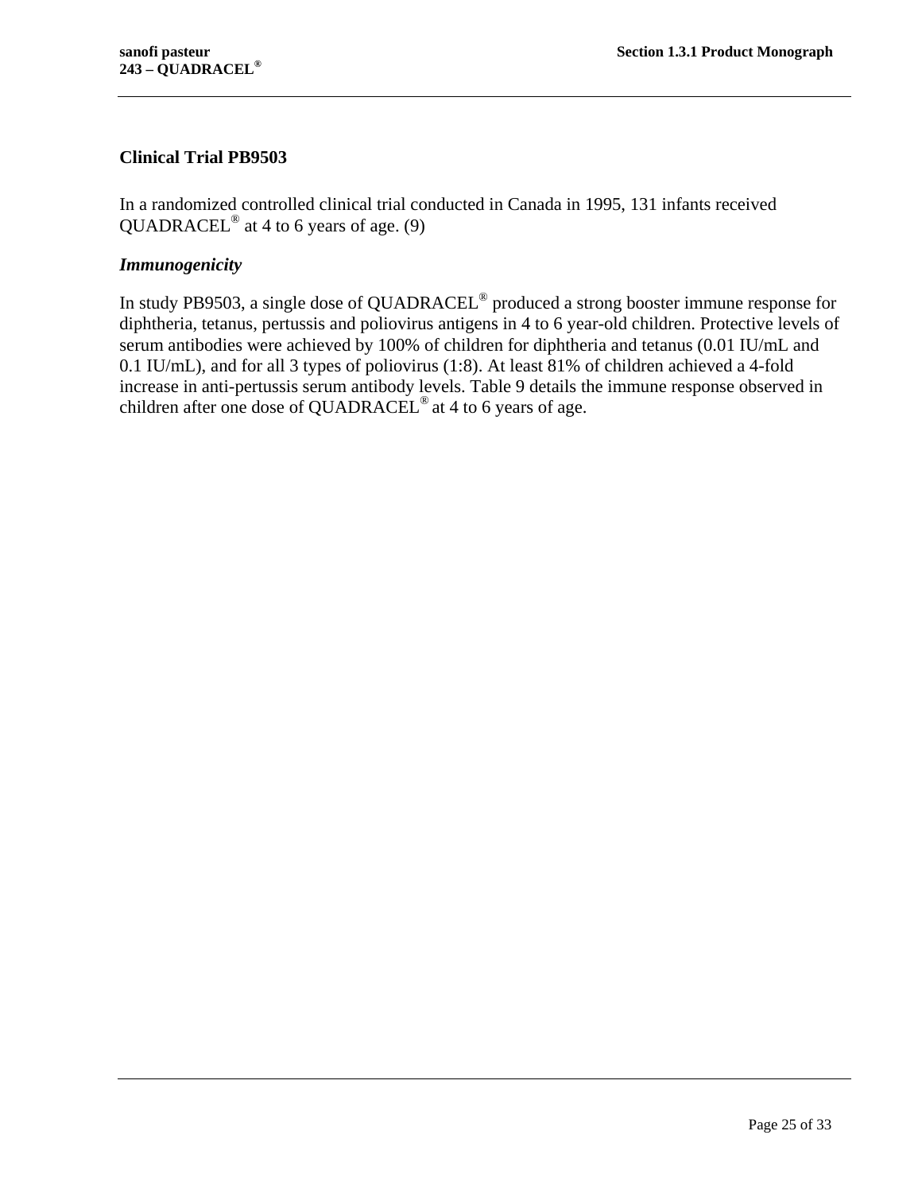### Clinical Trial PB9503

In a randomized controlled clinical trial conducted in Canada in 1995, 131 infants received QUADRACEL® at 4 to 6 years of age. (9)

#### *Immunogenicity*

In study PB9503, a single dose of QUADRACEL® produced a strong booster immune response for diphtheria, tetanus, pertussis and poliovirus antigens in 4 to 6 year-old children. Protective levels of serum antibodies were achieved by 100% of children for diphtheria and tetanus (0.01 IU/mL and 0.1 IU/mL), and for all 3 types of poliovirus (1:8). At least 81% of children achieved a 4-fold increase in anti-pertussis serum antibody levels. Table 9 details the immune response observed in children after one dose of QUADRACEL® at 4 to 6 years of age.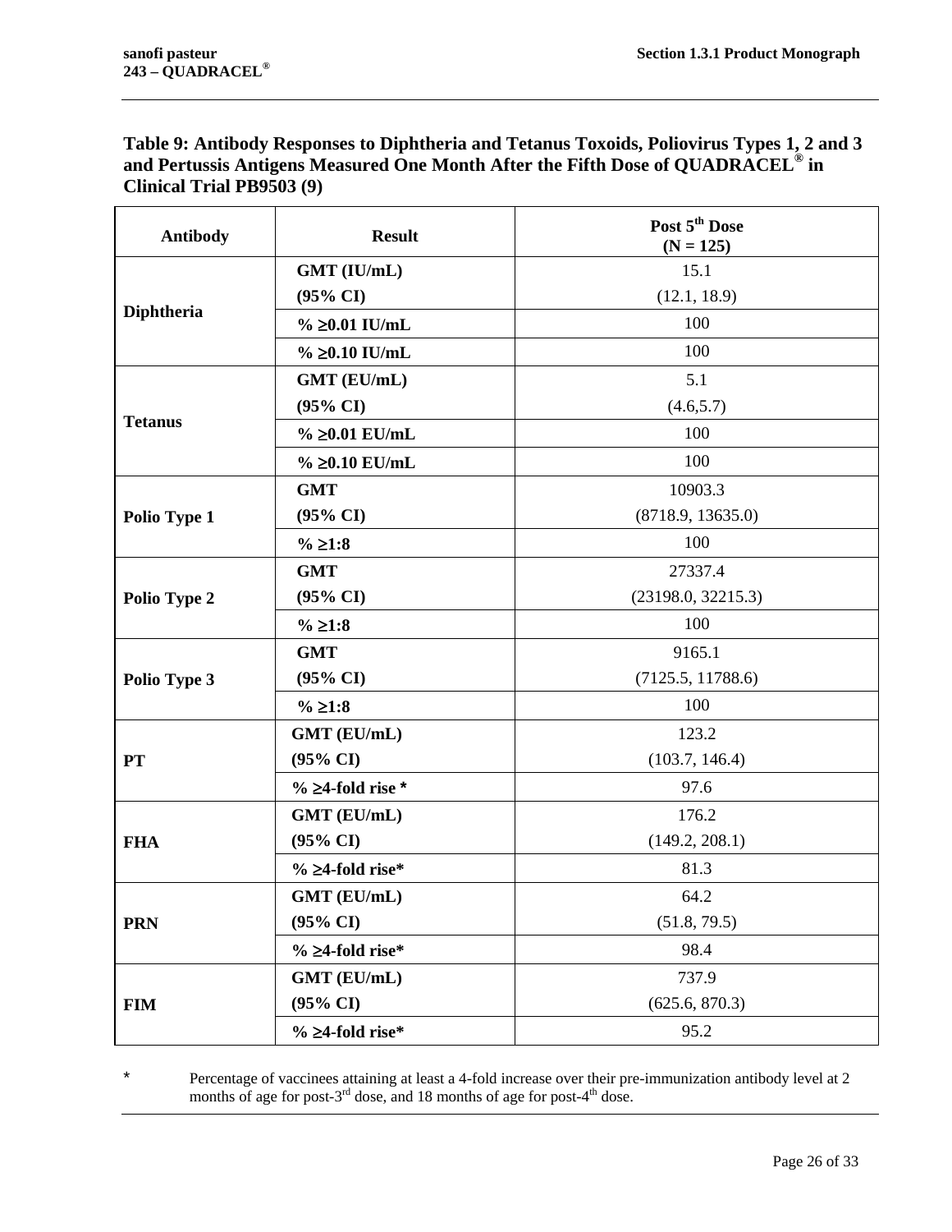**Table 9: Antibody Responses to Diphtheria and Tetanus Toxoids, Poliovirus Types 1, 2 and 3 and Pertussis Antigens Measured One Month After the Fifth Dose of QUADRACEL® in Clinical Trial PB9503 (9)**

| Antibody | Result | Post 5th Dose (N = 125) |
|---|---|---|
| Diphtheria | GMT (IU/mL) (95% CI) | 15.1 (12.1, 18.9) |
| | % ≥0.01 IU/mL | 100 |
| | % ≥0.10 IU/mL | 100 |
| Tetanus | GMT (EU/mL) (95% CI) | 5.1 (4.6,5.7) |
| | % ≥0.01 EU/mL | 100 |
| | % ≥0.10 EU/mL | 100 |
| Polio Type 1 | GMT (95% CI) | 10903.3 (8718.9, 13635.0) |
| | % ≥1:8 | 100 |
| Polio Type 2 | GMT (95% CI) | 27337.4 (23198.0, 32215.3) |
| | % ≥1:8 | 100 |
| Polio Type 3 | GMT (95% CI) | 9165.1 (7125.5, 11788.6) |
| | % ≥1:8 | 100 |
| PT | GMT (EU/mL) (95% CI) | 123.2 (103.7, 146.4) |
| | % ≥4-fold rise * | 97.6 |
| FHA | GMT (EU/mL) (95% CI) | 176.2 (149.2, 208.1) |
| | % ≥4-fold rise* | 81.3 |
| PRN | GMT (EU/mL) (95% CI) | 64.2 (51.8, 79.5) |
| | % ≥4-fold rise* | 98.4 |
| FIM | GMT (EU/mL) (95% CI) | 737.9 (625.6, 870.3) |
| | % ≥4-fold rise* | 95.2 |

\* Percentage of vaccinees attaining at least a 4-fold increase over their pre-immunization antibody level at 2 months of age for post-3rd dose, and 18 months of age for post-4th dose.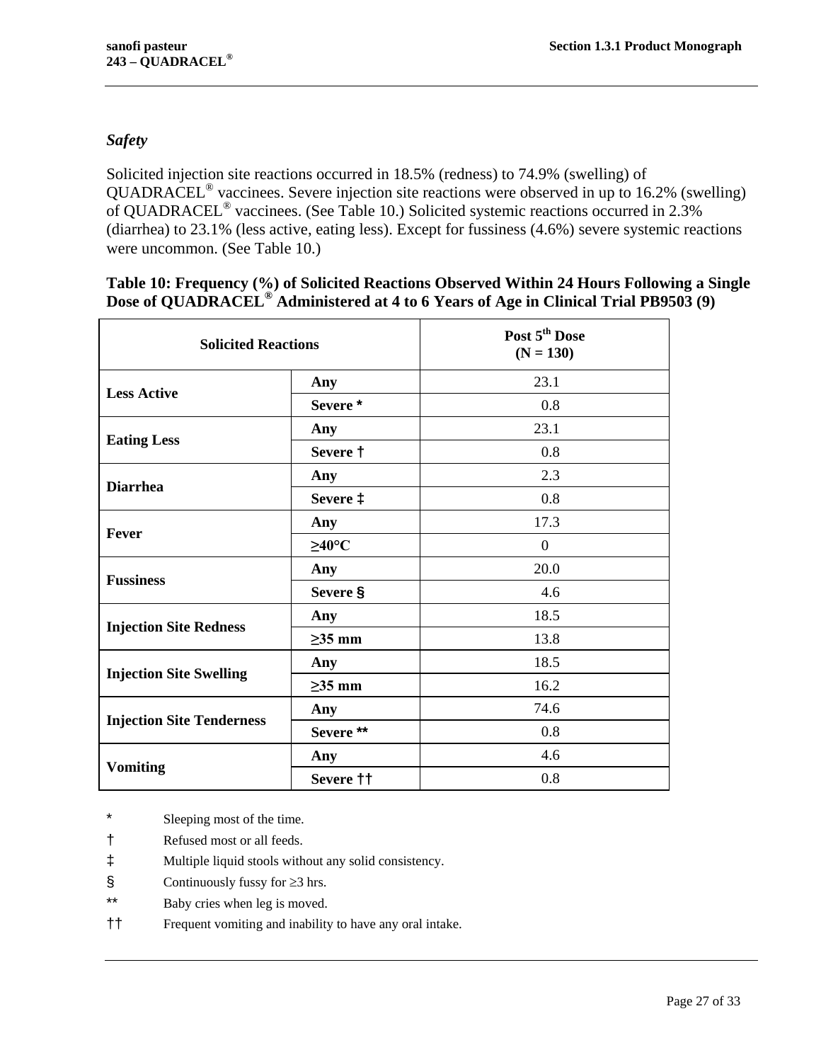### *Safety*

Solicited injection site reactions occurred in 18.5% (redness) to 74.9% (swelling) of QUADRACEL® vaccinees. Severe injection site reactions were observed in up to 16.2% (swelling) of QUADRACEL® vaccinees. (See Table 10.) Solicited systemic reactions occurred in 2.3% (diarrhea) to 23.1% (less active, eating less). Except for fussiness (4.6%) severe systemic reactions were uncommon. (See Table 10.)

**Table 10: Frequency (%) of Solicited Reactions Observed Within 24 Hours Following a Single Dose of QUADRACEL® Administered at 4 to 6 Years of Age in Clinical Trial PB9503 (9)**

| Solicited Reactions | | Post 5th Dose (N = 130) |
|---|---|---|
| **Less Active** | **Any** | 23.1 |
| | **Severe \*** | 0.8 |
| **Eating Less** | **Any** | 23.1 |
| | **Severe †** | 0.8 |
| **Diarrhea** | **Any** | 2.3 |
| | **Severe ‡** | 0.8 |
| **Fever** | **Any** | 17.3 |
| | **≥40°C** | 0 |
| **Fussiness** | **Any** | 20.0 |
| | **Severe §** | 4.6 |
| **Injection Site Redness** | **Any** | 18.5 |
| | **≥35 mm** | 13.8 |
| **Injection Site Swelling** | **Any** | 18.5 |
| | **≥35 mm** | 16.2 |
| **Injection Site Tenderness** | **Any** | 74.6 |
| | **Severe \*\*** | 0.8 |
| **Vomiting** | **Any** | 4.6 |
| | **Severe ††** | 0.8 |

\* Sleeping most of the time.

† Refused most or all feeds.

‡ Multiple liquid stools without any solid consistency.

§ Continuously fussy for ≥3 hrs.

\*\* Baby cries when leg is moved.

†† Frequent vomiting and inability to have any oral intake.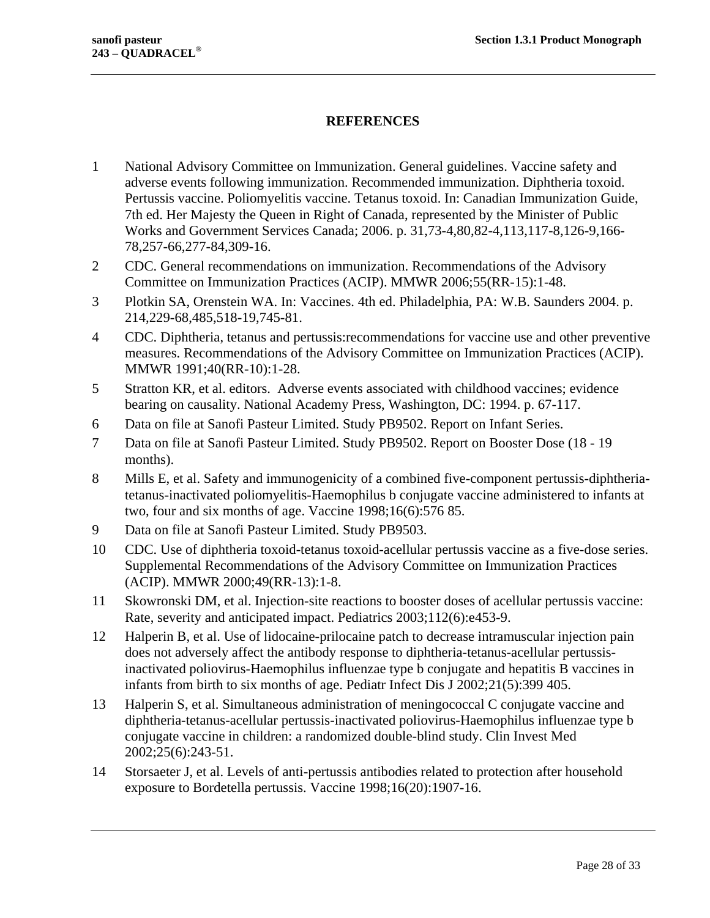# REFERENCES

1. National Advisory Committee on Immunization. General guidelines. Vaccine safety and adverse events following immunization. Recommended immunization. Diphtheria toxoid. Pertussis vaccine. Poliomyelitis vaccine. Tetanus toxoid. In: Canadian Immunization Guide, 7th ed. Her Majesty the Queen in Right of Canada, represented by the Minister of Public Works and Government Services Canada; 2006. p. 31,73-4,80,82-4,113,117-8,126-9,166-78,257-66,277-84,309-16.
2. CDC. General recommendations on immunization. Recommendations of the Advisory Committee on Immunization Practices (ACIP). MMWR 2006;55(RR-15):1-48.
3. Plotkin SA, Orenstein WA. In: Vaccines. 4th ed. Philadelphia, PA: W.B. Saunders 2004. p. 214,229-68,485,518-19,745-81.
4. CDC. Diphtheria, tetanus and pertussis:recommendations for vaccine use and other preventive measures. Recommendations of the Advisory Committee on Immunization Practices (ACIP). MMWR 1991;40(RR-10):1-28.
5. Stratton KR, et al. editors. Adverse events associated with childhood vaccines; evidence bearing on causality. National Academy Press, Washington, DC: 1994. p. 67-117.
6. Data on file at Sanofi Pasteur Limited. Study PB9502. Report on Infant Series.
7. Data on file at Sanofi Pasteur Limited. Study PB9502. Report on Booster Dose (18 - 19 months).
8. Mills E, et al. Safety and immunogenicity of a combined five-component pertussis-diphtheria-tetanus-inactivated poliomyelitis-Haemophilus b conjugate vaccine administered to infants at two, four and six months of age. Vaccine 1998;16(6):576 85.
9. Data on file at Sanofi Pasteur Limited. Study PB9503.
10. CDC. Use of diphtheria toxoid-tetanus toxoid-acellular pertussis vaccine as a five-dose series. Supplemental Recommendations of the Advisory Committee on Immunization Practices (ACIP). MMWR 2000;49(RR-13):1-8.
11. Skowronski DM, et al. Injection-site reactions to booster doses of acellular pertussis vaccine: Rate, severity and anticipated impact. Pediatrics 2003;112(6):e453-9.
12. Halperin B, et al. Use of lidocaine-prilocaine patch to decrease intramuscular injection pain does not adversely affect the antibody response to diphtheria-tetanus-acellular pertussis-inactivated poliovirus-Haemophilus influenzae type b conjugate and hepatitis B vaccines in infants from birth to six months of age. Pediatr Infect Dis J 2002;21(5):399 405.
13. Halperin S, et al. Simultaneous administration of meningococcal C conjugate vaccine and diphtheria-tetanus-acellular pertussis-inactivated poliovirus-Haemophilus influenzae type b conjugate vaccine in children: a randomized double-blind study. Clin Invest Med 2002;25(6):243-51.
14. Storsaeter J, et al. Levels of anti-pertussis antibodies related to protection after household exposure to Bordetella pertussis. Vaccine 1998;16(20):1907-16.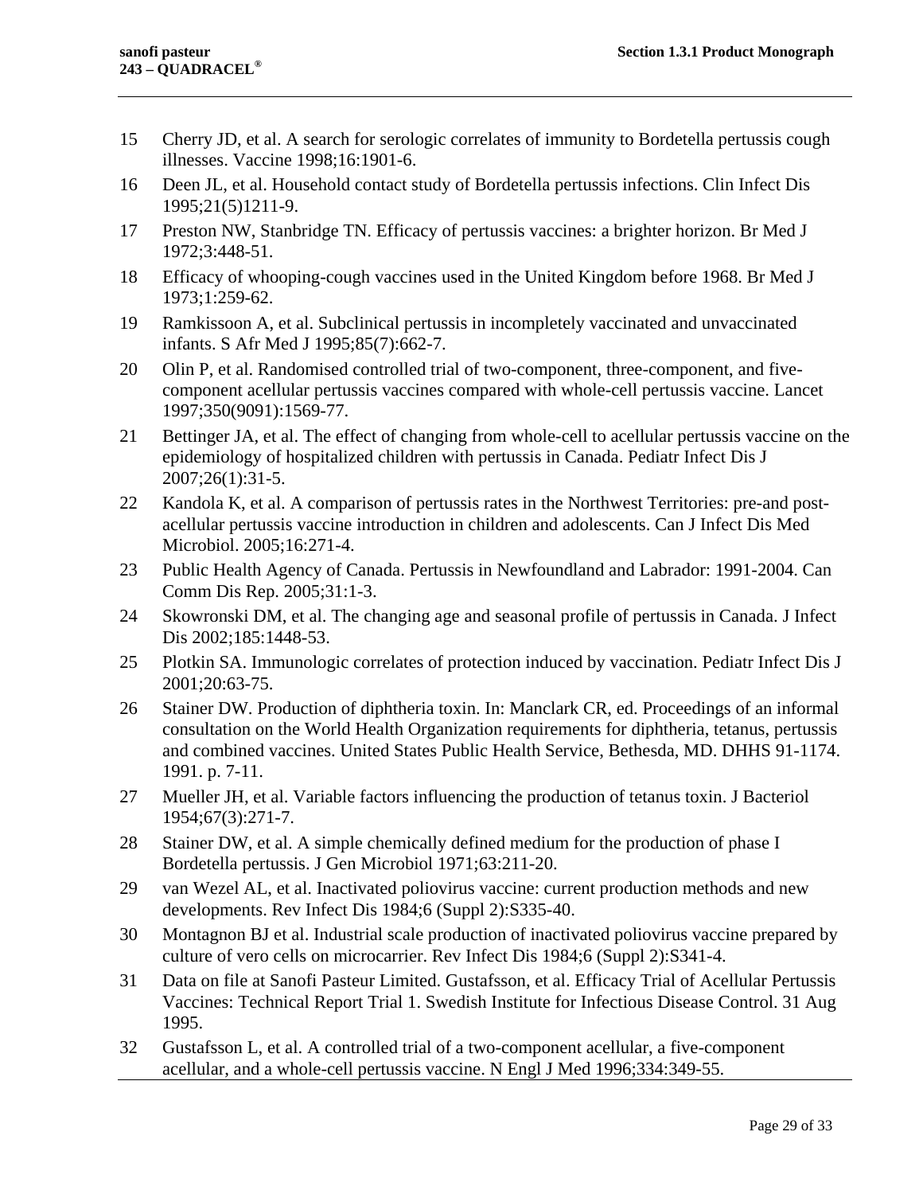15 Cherry JD, et al. A search for serologic correlates of immunity to Bordetella pertussis cough illnesses. Vaccine 1998;16:1901-6.

16 Deen JL, et al. Household contact study of Bordetella pertussis infections. Clin Infect Dis 1995;21(5)1211-9.

17 Preston NW, Stanbridge TN. Efficacy of pertussis vaccines: a brighter horizon. Br Med J 1972;3:448-51.

18 Efficacy of whooping-cough vaccines used in the United Kingdom before 1968. Br Med J 1973;1:259-62.

19 Ramkissoon A, et al. Subclinical pertussis in incompletely vaccinated and unvaccinated infants. S Afr Med J 1995;85(7):662-7.

20 Olin P, et al. Randomised controlled trial of two-component, three-component, and five-component acellular pertussis vaccines compared with whole-cell pertussis vaccine. Lancet 1997;350(9091):1569-77.

21 Bettinger JA, et al. The effect of changing from whole-cell to acellular pertussis vaccine on the epidemiology of hospitalized children with pertussis in Canada. Pediatr Infect Dis J 2007;26(1):31-5.

22 Kandola K, et al. A comparison of pertussis rates in the Northwest Territories: pre-and post-acellular pertussis vaccine introduction in children and adolescents. Can J Infect Dis Med Microbiol. 2005;16:271-4.

23 Public Health Agency of Canada. Pertussis in Newfoundland and Labrador: 1991-2004. Can Comm Dis Rep. 2005;31:1-3.

24 Skowronski DM, et al. The changing age and seasonal profile of pertussis in Canada. J Infect Dis 2002;185:1448-53.

25 Plotkin SA. Immunologic correlates of protection induced by vaccination. Pediatr Infect Dis J 2001;20:63-75.

26 Stainer DW. Production of diphtheria toxin. In: Manclark CR, ed. Proceedings of an informal consultation on the World Health Organization requirements for diphtheria, tetanus, pertussis and combined vaccines. United States Public Health Service, Bethesda, MD. DHHS 91-1174. 1991. p. 7-11.

27 Mueller JH, et al. Variable factors influencing the production of tetanus toxin. J Bacteriol 1954;67(3):271-7.

28 Stainer DW, et al. A simple chemically defined medium for the production of phase I Bordetella pertussis. J Gen Microbiol 1971;63:211-20.

29 van Wezel AL, et al. Inactivated poliovirus vaccine: current production methods and new developments. Rev Infect Dis 1984;6 (Suppl 2):S335-40.

30 Montagnon BJ et al. Industrial scale production of inactivated poliovirus vaccine prepared by culture of vero cells on microcarrier. Rev Infect Dis 1984;6 (Suppl 2):S341-4.

31 Data on file at Sanofi Pasteur Limited. Gustafsson, et al. Efficacy Trial of Acellular Pertussis Vaccines: Technical Report Trial 1. Swedish Institute for Infectious Disease Control. 31 Aug 1995.

32 Gustafsson L, et al. A controlled trial of a two-component acellular, a five-component acellular, and a whole-cell pertussis vaccine. N Engl J Med 1996;334:349-55.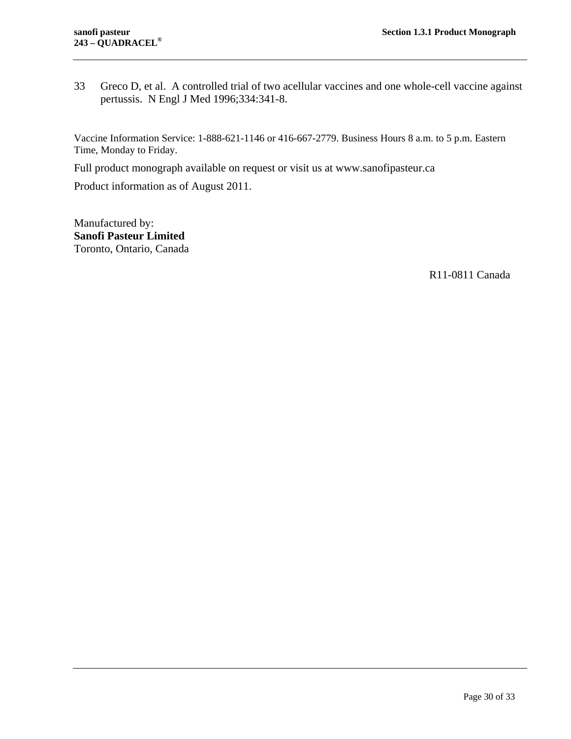33 Greco D, et al. A controlled trial of two acellular vaccines and one whole-cell vaccine against pertussis. N Engl J Med 1996;334:341-8.

Vaccine Information Service: 1-888-621-1146 or 416-667-2779. Business Hours 8 a.m. to 5 p.m. Eastern Time, Monday to Friday.

Full product monograph available on request or visit us at www.sanofipasteur.ca

Product information as of August 2011.

Manufactured by:
**Sanofi Pasteur Limited**
Toronto, Ontario, Canada

R11-0811 Canada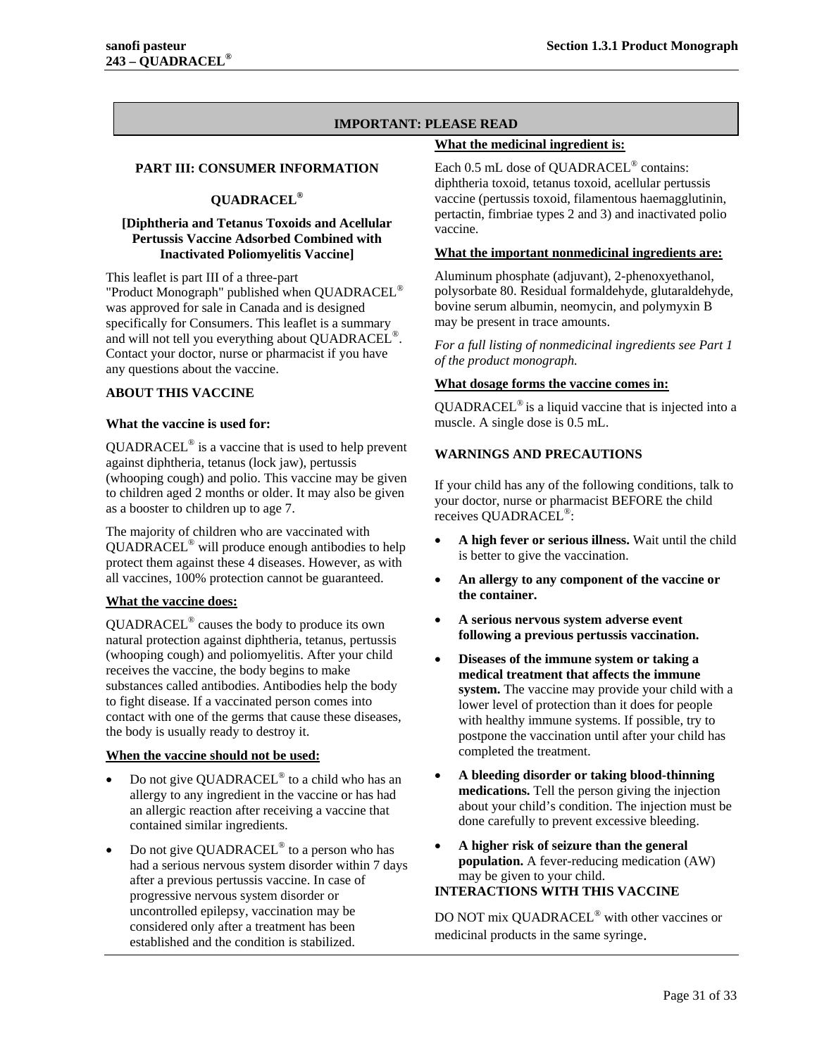**IMPORTANT: PLEASE READ**

## PART III: CONSUMER INFORMATION

## QUADRACEL®

**[Diphtheria and Tetanus Toxoids and Acellular Pertussis Vaccine Adsorbed Combined with Inactivated Poliomyelitis Vaccine]**

This leaflet is part III of a three-part "Product Monograph" published when QUADRACEL® was approved for sale in Canada and is designed specifically for Consumers. This leaflet is a summary and will not tell you everything about QUADRACEL®. Contact your doctor, nurse or pharmacist if you have any questions about the vaccine.

### ABOUT THIS VACCINE

**What the vaccine is used for:**

QUADRACEL® is a vaccine that is used to help prevent against diphtheria, tetanus (lock jaw), pertussis (whooping cough) and polio. This vaccine may be given to children aged 2 months or older. It may also be given as a booster to children up to age 7.

The majority of children who are vaccinated with QUADRACEL® will produce enough antibodies to help protect them against these 4 diseases. However, as with all vaccines, 100% protection cannot be guaranteed.

**What the vaccine does:**

QUADRACEL® causes the body to produce its own natural protection against diphtheria, tetanus, pertussis (whooping cough) and poliomyelitis. After your child receives the vaccine, the body begins to make substances called antibodies. Antibodies help the body to fight disease. If a vaccinated person comes into contact with one of the germs that cause these diseases, the body is usually ready to destroy it.

**When the vaccine should not be used:**

- Do not give QUADRACEL® to a child who has an allergy to any ingredient in the vaccine or has had an allergic reaction after receiving a vaccine that contained similar ingredients.
- Do not give QUADRACEL® to a person who has had a serious nervous system disorder within 7 days after a previous pertussis vaccine. In case of progressive nervous system disorder or uncontrolled epilepsy, vaccination may be considered only after a treatment has been established and the condition is stabilized.

**What the medicinal ingredient is:**

Each 0.5 mL dose of QUADRACEL® contains: diphtheria toxoid, tetanus toxoid, acellular pertussis vaccine (pertussis toxoid, filamentous haemagglutinin, pertactin, fimbriae types 2 and 3) and inactivated polio vaccine.

**What the important nonmedicinal ingredients are:**

Aluminum phosphate (adjuvant), 2-phenoxyethanol, polysorbate 80. Residual formaldehyde, glutaraldehyde, bovine serum albumin, neomycin, and polymyxin B may be present in trace amounts.

*For a full listing of nonmedicinal ingredients see Part 1 of the product monograph.*

**What dosage forms the vaccine comes in:**

QUADRACEL® is a liquid vaccine that is injected into a muscle. A single dose is 0.5 mL.

### WARNINGS AND PRECAUTIONS

If your child has any of the following conditions, talk to your doctor, nurse or pharmacist BEFORE the child receives QUADRACEL®:

- **A high fever or serious illness.** Wait until the child is better to give the vaccination.
- **An allergy to any component of the vaccine or the container.**
- **A serious nervous system adverse event following a previous pertussis vaccination.**
- **Diseases of the immune system or taking a medical treatment that affects the immune system.** The vaccine may provide your child with a lower level of protection than it does for people with healthy immune systems. If possible, try to postpone the vaccination until after your child has completed the treatment.
- **A bleeding disorder or taking blood-thinning medications.** Tell the person giving the injection about your child's condition. The injection must be done carefully to prevent excessive bleeding.
- **A higher risk of seizure than the general population.** A fever-reducing medication (AW) may be given to your child.

### INTERACTIONS WITH THIS VACCINE

DO NOT mix QUADRACEL® with other vaccines or medicinal products in the same syringe.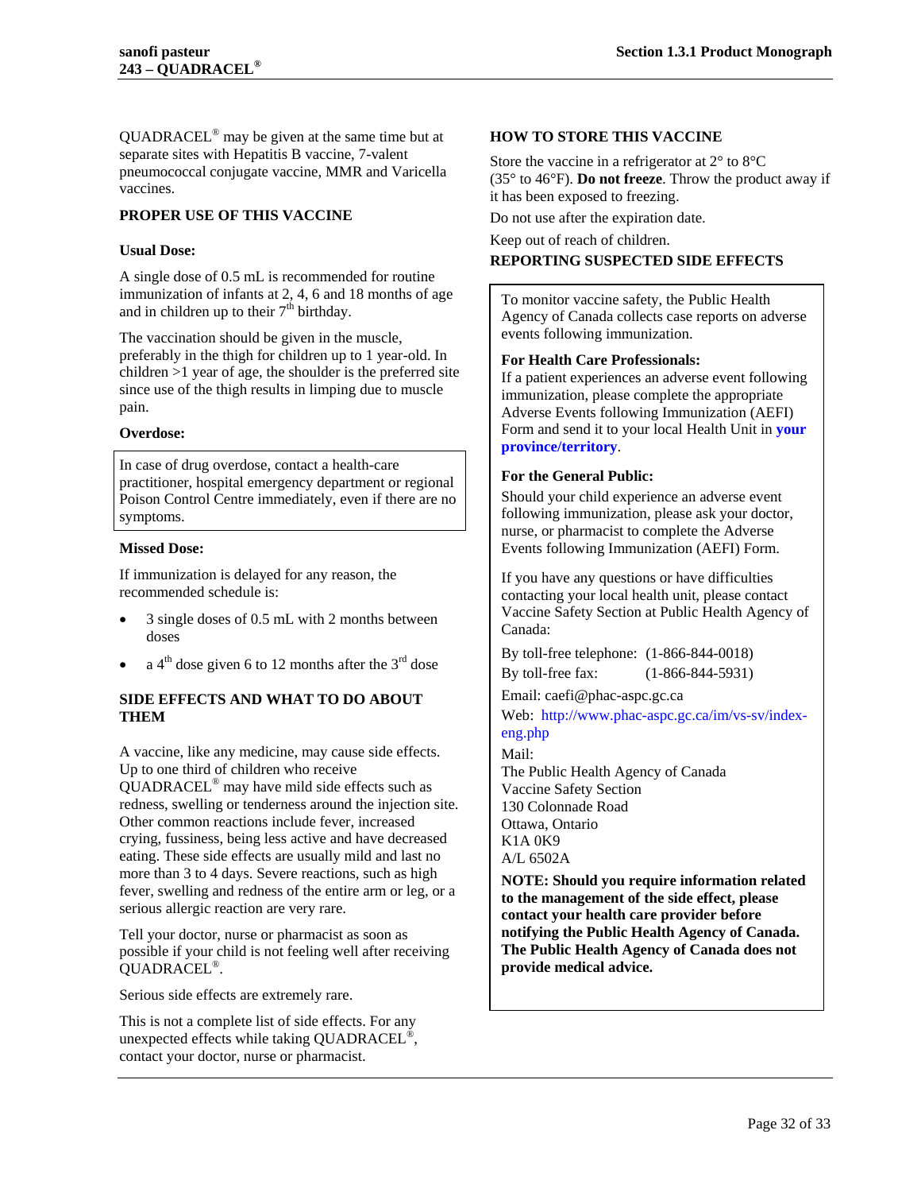QUADRACEL® may be given at the same time but at separate sites with Hepatitis B vaccine, 7-valent pneumococcal conjugate vaccine, MMR and Varicella vaccines.

## PROPER USE OF THIS VACCINE

### Usual Dose:

A single dose of 0.5 mL is recommended for routine immunization of infants at 2, 4, 6 and 18 months of age and in children up to their 7th birthday.

The vaccination should be given in the muscle, preferably in the thigh for children up to 1 year-old. In children >1 year of age, the shoulder is the preferred site since use of the thigh results in limping due to muscle pain.

### Overdose:

In case of drug overdose, contact a health-care practitioner, hospital emergency department or regional Poison Control Centre immediately, even if there are no symptoms.

### Missed Dose:

If immunization is delayed for any reason, the recommended schedule is:

- 3 single doses of 0.5 mL with 2 months between doses
- a 4th dose given 6 to 12 months after the 3rd dose

## SIDE EFFECTS AND WHAT TO DO ABOUT THEM

A vaccine, like any medicine, may cause side effects. Up to one third of children who receive QUADRACEL® may have mild side effects such as redness, swelling or tenderness around the injection site. Other common reactions include fever, increased crying, fussiness, being less active and have decreased eating. These side effects are usually mild and last no more than 3 to 4 days. Severe reactions, such as high fever, swelling and redness of the entire arm or leg, or a serious allergic reaction are very rare.

Tell your doctor, nurse or pharmacist as soon as possible if your child is not feeling well after receiving QUADRACEL®.

Serious side effects are extremely rare.

This is not a complete list of side effects. For any unexpected effects while taking QUADRACEL®, contact your doctor, nurse or pharmacist.

## HOW TO STORE THIS VACCINE

Store the vaccine in a refrigerator at 2° to 8°C (35° to 46°F). **Do not freeze**. Throw the product away if it has been exposed to freezing.

Do not use after the expiration date.

Keep out of reach of children.

## REPORTING SUSPECTED SIDE EFFECTS

To monitor vaccine safety, the Public Health Agency of Canada collects case reports on adverse events following immunization.

**For Health Care Professionals:**
If a patient experiences an adverse event following immunization, please complete the appropriate Adverse Events following Immunization (AEFI) Form and send it to your local Health Unit in **your province/territory**.

**For the General Public:**
Should your child experience an adverse event following immunization, please ask your doctor, nurse, or pharmacist to complete the Adverse Events following Immunization (AEFI) Form.

If you have any questions or have difficulties contacting your local health unit, please contact Vaccine Safety Section at Public Health Agency of Canada:

By toll-free telephone: (1-866-844-0018)
By toll-free fax: (1-866-844-5931)

Email: caefi@phac-aspc.gc.ca

Web: http://www.phac-aspc.gc.ca/im/vs-sv/index-eng.php

Mail:
The Public Health Agency of Canada
Vaccine Safety Section
130 Colonnade Road
Ottawa, Ontario
K1A 0K9
A/L 6502A

**NOTE: Should you require information related to the management of the side effect, please contact your health care provider before notifying the Public Health Agency of Canada. The Public Health Agency of Canada does not provide medical advice.**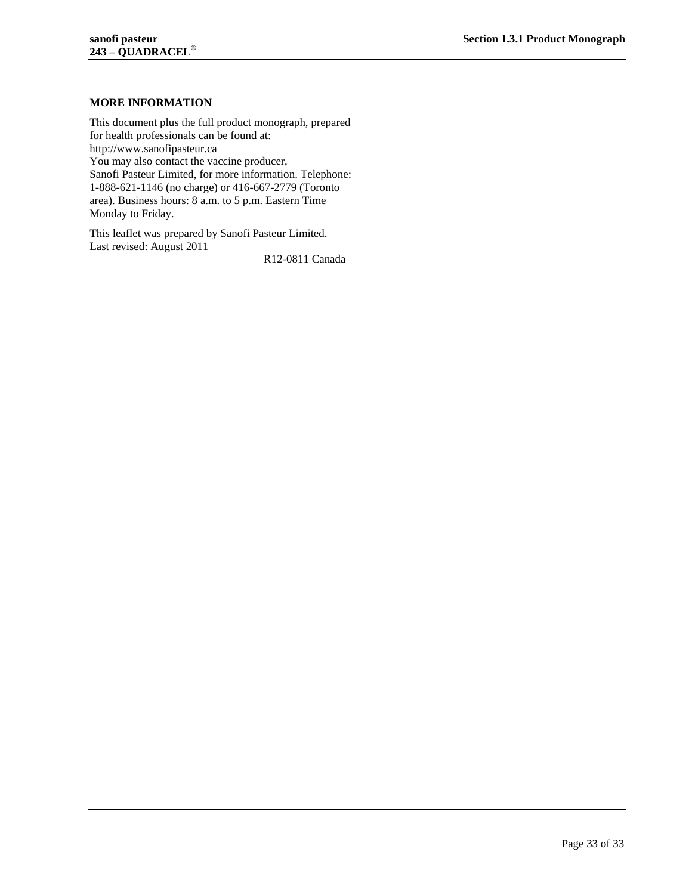## MORE INFORMATION

This document plus the full product monograph, prepared for health professionals can be found at: http://www.sanofipasteur.ca
You may also contact the vaccine producer, Sanofi Pasteur Limited, for more information. Telephone: 1-888-621-1146 (no charge) or 416-667-2779 (Toronto area). Business hours: 8 a.m. to 5 p.m. Eastern Time Monday to Friday.

This leaflet was prepared by Sanofi Pasteur Limited.
Last revised: August 2011

R12-0811 Canada